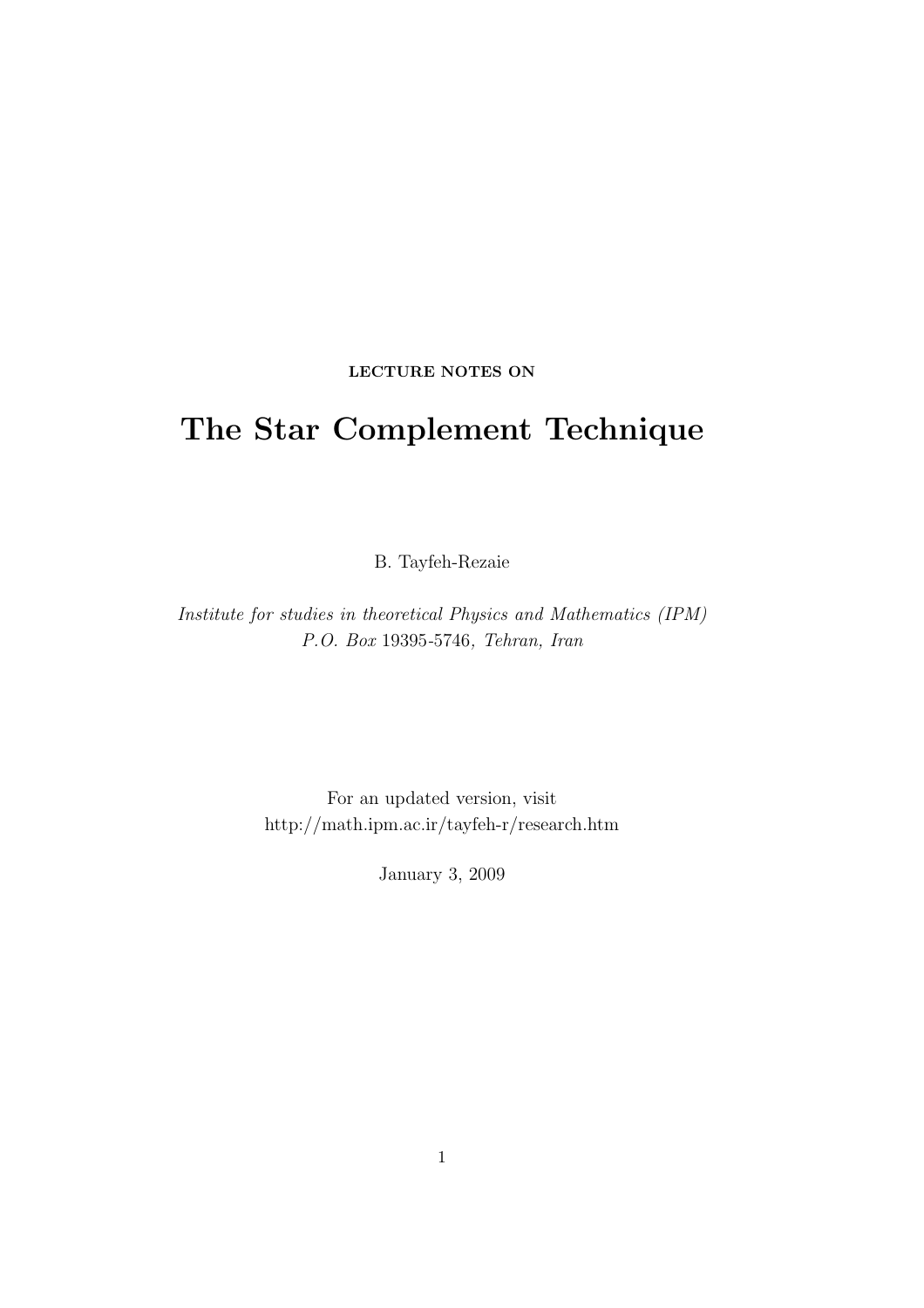LECTURE NOTES ON

# The Star Complement Technique

B. Tayfeh-Rezaie

*Institute for studies in theoretical Physics and Mathematics (IPM)*
*P.O. Box* 19395-5746*, Tehran, Iran*

For an updated version, visit
http://math.ipm.ac.ir/tayfeh-r/research.htm

January 3, 2009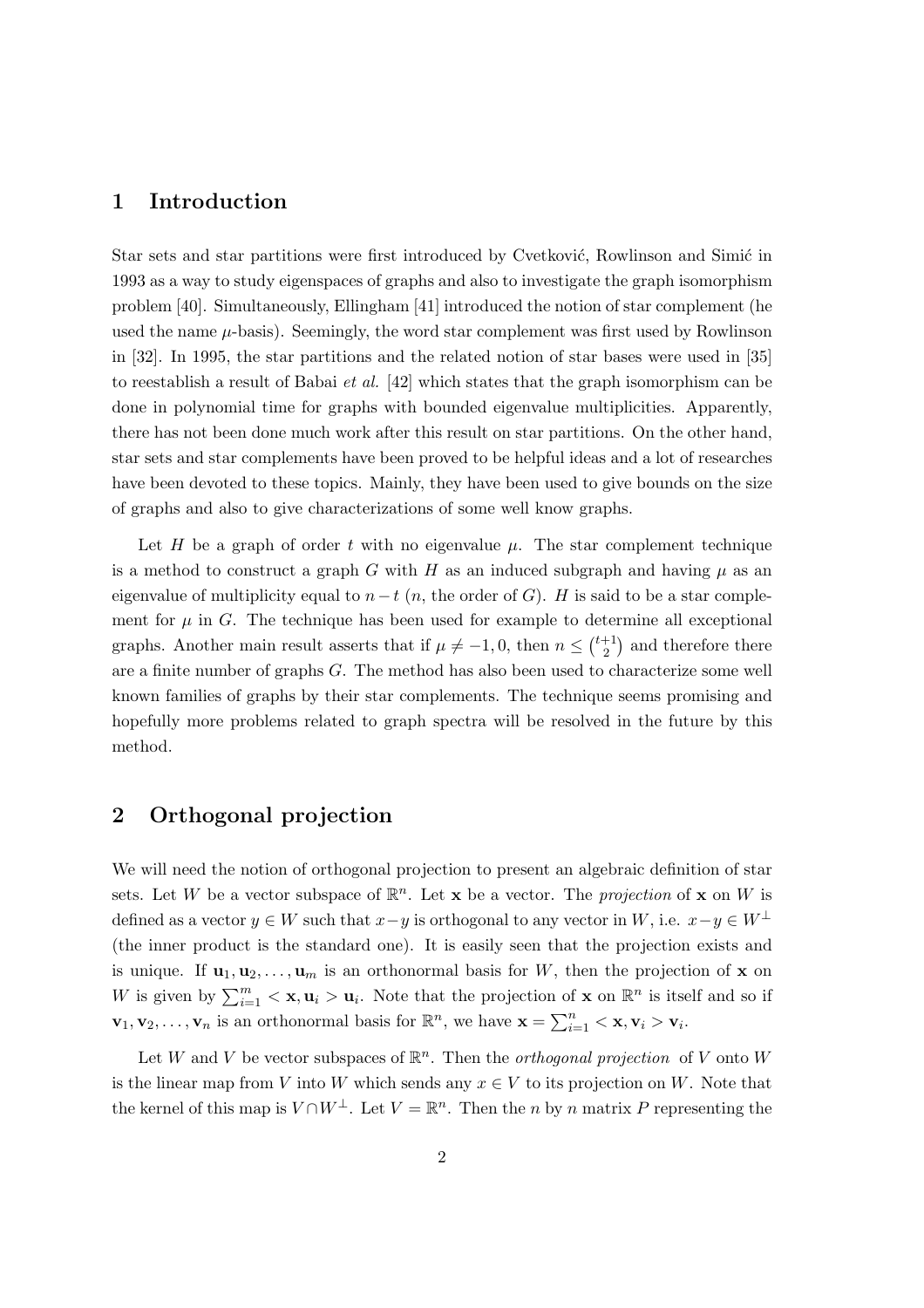## 1 Introduction

Star sets and star partitions were first introduced by Cvetković, Rowlinson and Simić in 1993 as a way to study eigenspaces of graphs and also to investigate the graph isomorphism problem [40]. Simultaneously, Ellingham [41] introduced the notion of star complement (he used the name $\mu$-basis). Seemingly, the word star complement was first used by Rowlinson in [32]. In 1995, the star partitions and the related notion of star bases were used in [35] to reestablish a result of Babai *et al.* [42] which states that the graph isomorphism can be done in polynomial time for graphs with bounded eigenvalue multiplicities. Apparently, there has not been done much work after this result on star partitions. On the other hand, star sets and star complements have been proved to be helpful ideas and a lot of researches have been devoted to these topics. Mainly, they have been used to give bounds on the size of graphs and also to give characterizations of some well know graphs.

Let $H$ be a graph of order $t$ with no eigenvalue $\mu$. The star complement technique is a method to construct a graph $G$ with $H$ as an induced subgraph and having $\mu$ as an eigenvalue of multiplicity equal to $n - t$ ($n$, the order of $G$). $H$ is said to be a star complement for $\mu$ in $G$. The technique has been used for example to determine all exceptional graphs. Another main result asserts that if $\mu \neq -1, 0$, then $n \leq \binom{t+1}{2}$ and therefore there are a finite number of graphs $G$. The method has also been used to characterize some well known families of graphs by their star complements. The technique seems promising and hopefully more problems related to graph spectra will be resolved in the future by this method.

## 2 Orthogonal projection

We will need the notion of orthogonal projection to present an algebraic definition of star sets. Let $W$ be a vector subspace of $\mathbb{R}^n$. Let $\mathbf{x}$ be a vector. The *projection* of $\mathbf{x}$ on $W$ is defined as a vector $y \in W$ such that $x - y$ is orthogonal to any vector in $W$, i.e. $x - y \in W^{\perp}$ (the inner product is the standard one). It is easily seen that the projection exists and is unique. If $\mathbf{u}_1, \mathbf{u}_2, \ldots, \mathbf{u}_m$ is an orthonormal basis for $W$, then the projection of $\mathbf{x}$ on $W$ is given by $\sum_{i=1}^{m} < \mathbf{x}, \mathbf{u}_i > \mathbf{u}_i$. Note that the projection of $\mathbf{x}$ on $\mathbb{R}^n$ is itself and so if $\mathbf{v}_1, \mathbf{v}_2, \ldots, \mathbf{v}_n$ is an orthonormal basis for $\mathbb{R}^n$, we have $\mathbf{x} = \sum_{i=1}^{n} < \mathbf{x}, \mathbf{v}_i > \mathbf{v}_i$.

Let $W$ and $V$ be vector subspaces of $\mathbb{R}^n$. Then the *orthogonal projection* of $V$ onto $W$ is the linear map from $V$ into $W$ which sends any $x \in V$ to its projection on $W$. Note that the kernel of this map is $V \cap W^{\perp}$. Let $V = \mathbb{R}^n$. Then the $n$ by $n$ matrix $P$ representing the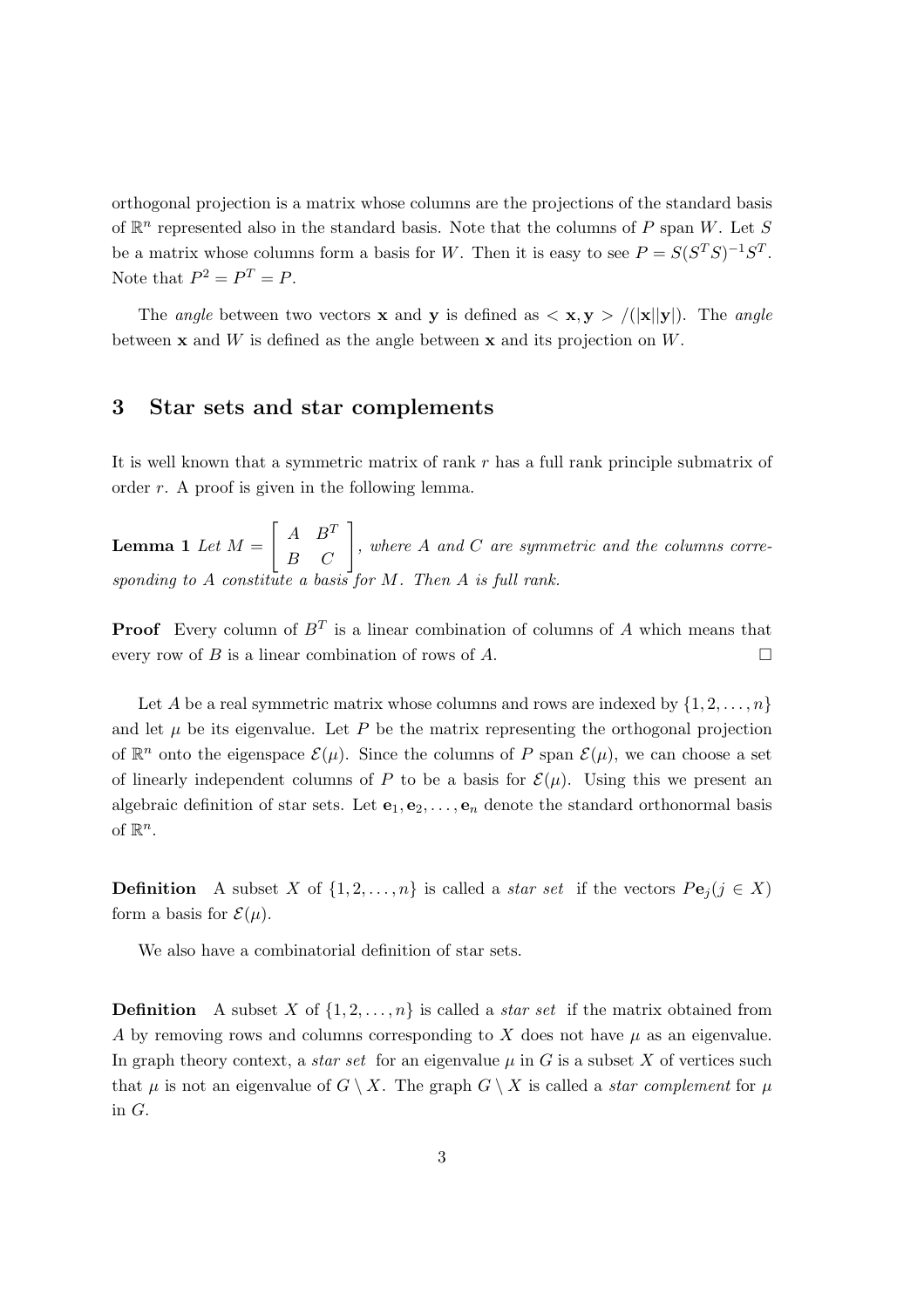orthogonal projection is a matrix whose columns are the projections of the standard basis of $\mathbb{R}^n$ represented also in the standard basis. Note that the columns of $P$ span $W$. Let $S$ be a matrix whose columns form a basis for $W$. Then it is easy to see $P = S(S^T S)^{-1} S^T$. Note that $P^2 = P^T = P$.

The *angle* between two vectors $\mathbf{x}$ and $\mathbf{y}$ is defined as $< \mathbf{x}, \mathbf{y} > /(|\mathbf{x}||\mathbf{y}|)$. The *angle* between $\mathbf{x}$ and $W$ is defined as the angle between $\mathbf{x}$ and its projection on $W$.

## 3 Star sets and star complements

It is well known that a symmetric matrix of rank $r$ has a full rank principle submatrix of order $r$. A proof is given in the following lemma.

**Lemma 1** *Let* $M = \begin{bmatrix} A & B^T \\ B & C \end{bmatrix}$*, where $A$ and $C$ are symmetric and the columns corresponding to $A$ constitute a basis for $M$. Then $A$ is full rank.*

**Proof** Every column of $B^T$ is a linear combination of columns of $A$ which means that every row of $B$ is a linear combination of rows of $A$. □

Let $A$ be a real symmetric matrix whose columns and rows are indexed by $\{1, 2, \ldots, n\}$ and let $\mu$ be its eigenvalue. Let $P$ be the matrix representing the orthogonal projection of $\mathbb{R}^n$ onto the eigenspace $\mathcal{E}(\mu)$. Since the columns of $P$ span $\mathcal{E}(\mu)$, we can choose a set of linearly independent columns of $P$ to be a basis for $\mathcal{E}(\mu)$. Using this we present an algebraic definition of star sets. Let $\mathbf{e}_1, \mathbf{e}_2, \ldots, \mathbf{e}_n$ denote the standard orthonormal basis of $\mathbb{R}^n$.

**Definition** A subset $X$ of $\{1, 2, \ldots, n\}$ is called a *star set* if the vectors $P\mathbf{e}_j (j \in X)$ form a basis for $\mathcal{E}(\mu)$.

We also have a combinatorial definition of star sets.

**Definition** A subset $X$ of $\{1, 2, \ldots, n\}$ is called a *star set* if the matrix obtained from $A$ by removing rows and columns corresponding to $X$ does not have $\mu$ as an eigenvalue. In graph theory context, a *star set* for an eigenvalue $\mu$ in $G$ is a subset $X$ of vertices such that $\mu$ is not an eigenvalue of $G \setminus X$. The graph $G \setminus X$ is called a *star complement* for $\mu$ in $G$.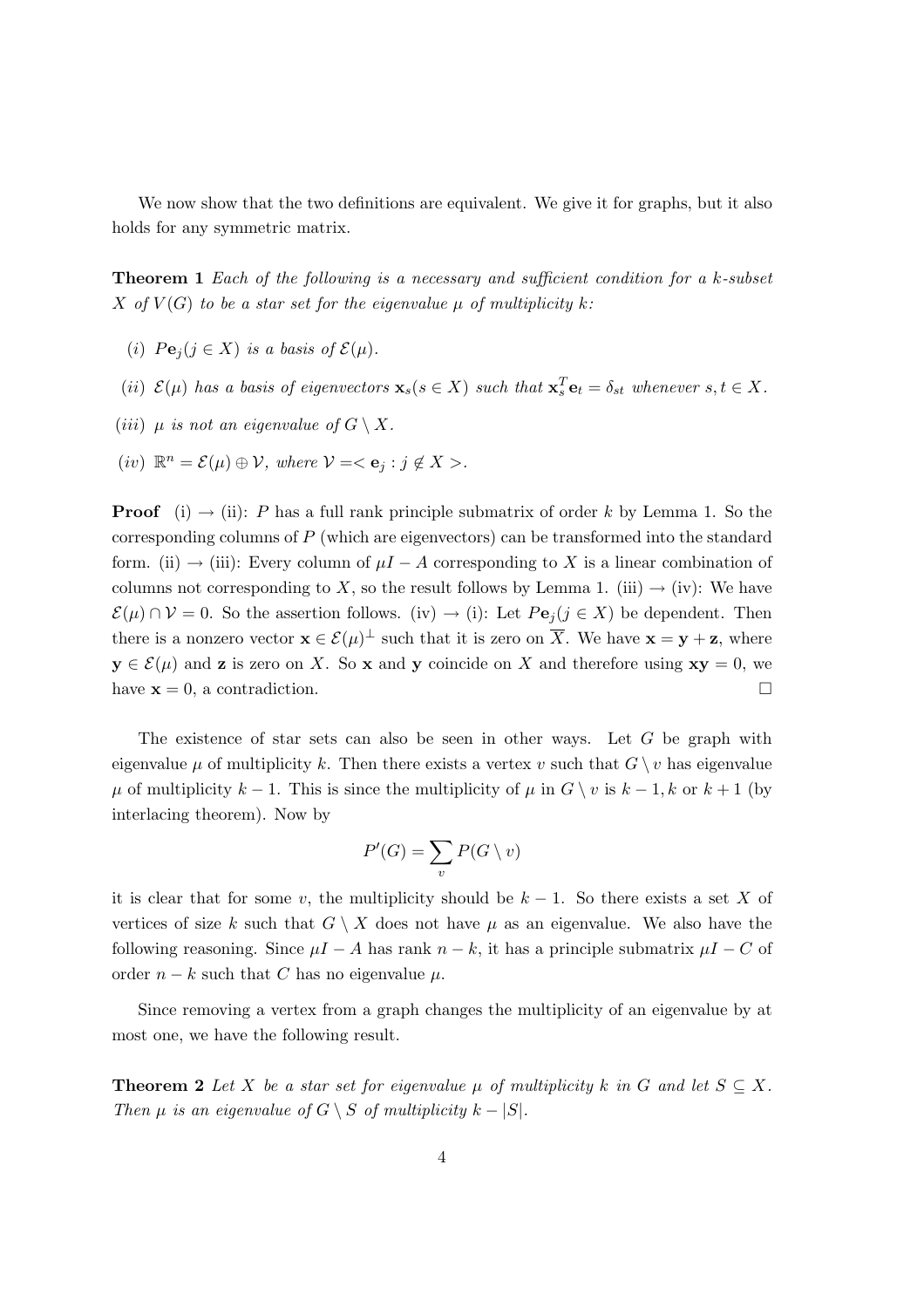We now show that the two definitions are equivalent. We give it for graphs, but it also holds for any symmetric matrix.

**Theorem 1** *Each of the following is a necessary and sufficient condition for a $k$-subset $X$ of $V(G)$ to be a star set for the eigenvalue $\mu$ of multiplicity $k$:*

*(i)* $P\mathbf{e}_j (j \in X)$ *is a basis of* $\mathcal{E}(\mu)$.

*(ii)* $\mathcal{E}(\mu)$ *has a basis of eigenvectors* $\mathbf{x}_s (s \in X)$ *such that* $\mathbf{x}_s^T \mathbf{e}_t = \delta_{st}$ *whenever* $s, t \in X$.

*(iii)* $\mu$ *is not an eigenvalue of* $G \setminus X$.

*(iv)* $\mathbb{R}^n = \mathcal{E}(\mu) \oplus \mathcal{V}$, *where* $\mathcal{V} = < \mathbf{e}_j : j \notin X >$.

**Proof** (i) $\rightarrow$ (ii): $P$ has a full rank principle submatrix of order $k$ by Lemma 1. So the corresponding columns of $P$ (which are eigenvectors) can be transformed into the standard form. (ii) $\rightarrow$ (iii): Every column of $\mu I - A$ corresponding to $X$ is a linear combination of columns not corresponding to $X$, so the result follows by Lemma 1. (iii) $\rightarrow$ (iv): We have $\mathcal{E}(\mu) \cap \mathcal{V} = 0$. So the assertion follows. (iv) $\rightarrow$ (i): Let $P\mathbf{e}_j (j \in X)$ be dependent. Then there is a nonzero vector $\mathbf{x} \in \mathcal{E}(\mu)^{\perp}$ such that it is zero on $\overline{X}$. We have $\mathbf{x} = \mathbf{y} + \mathbf{z}$, where $\mathbf{y} \in \mathcal{E}(\mu)$ and $\mathbf{z}$ is zero on $X$. So $\mathbf{x}$ and $\mathbf{y}$ coincide on $X$ and therefore using $\mathbf{xy} = 0$, we have $\mathbf{x} = 0$, a contradiction. $\square$

The existence of star sets can also be seen in other ways. Let $G$ be graph with eigenvalue $\mu$ of multiplicity $k$. Then there exists a vertex $v$ such that $G \setminus v$ has eigenvalue $\mu$ of multiplicity $k-1$. This is since the multiplicity of $\mu$ in $G \setminus v$ is $k-1, k$ or $k+1$ (by interlacing theorem). Now by

$$P'(G) = \sum_{v} P(G \setminus v)$$

it is clear that for some $v$, the multiplicity should be $k-1$. So there exists a set $X$ of vertices of size $k$ such that $G \setminus X$ does not have $\mu$ as an eigenvalue. We also have the following reasoning. Since $\mu I - A$ has rank $n-k$, it has a principle submatrix $\mu I - C$ of order $n-k$ such that $C$ has no eigenvalue $\mu$.

Since removing a vertex from a graph changes the multiplicity of an eigenvalue by at most one, we have the following result.

**Theorem 2** *Let $X$ be a star set for eigenvalue $\mu$ of multiplicity $k$ in $G$ and let $S \subseteq X$. Then $\mu$ is an eigenvalue of $G \setminus S$ of multiplicity $k - |S|$.*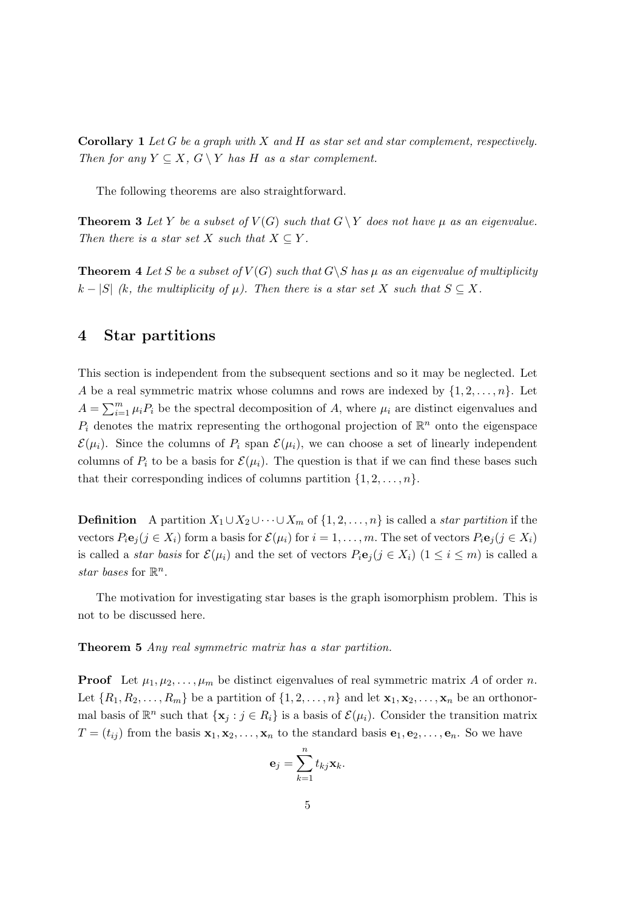**Corollary 1** *Let $G$ be a graph with $X$ and $H$ as star set and star complement, respectively. Then for any $Y \subseteq X$, $G \setminus Y$ has $H$ as a star complement.*

The following theorems are also straightforward.

**Theorem 3** *Let $Y$ be a subset of $V(G)$ such that $G \setminus Y$ does not have $\mu$ as an eigenvalue. Then there is a star set $X$ such that $X \subseteq Y$.*

**Theorem 4** *Let $S$ be a subset of $V(G)$ such that $G \setminus S$ has $\mu$ as an eigenvalue of multiplicity $k - |S|$ ($k$, the multiplicity of $\mu$). Then there is a star set $X$ such that $S \subseteq X$.*

## 4 Star partitions

This section is independent from the subsequent sections and so it may be neglected. Let $A$ be a real symmetric matrix whose columns and rows are indexed by $\{1, 2, \ldots, n\}$. Let $A = \sum_{i=1}^{m} \mu_i P_i$ be the spectral decomposition of $A$, where $\mu_i$ are distinct eigenvalues and $P_i$ denotes the matrix representing the orthogonal projection of $\mathbb{R}^n$ onto the eigenspace $\mathcal{E}(\mu_i)$. Since the columns of $P_i$ span $\mathcal{E}(\mu_i)$, we can choose a set of linearly independent columns of $P_i$ to be a basis for $\mathcal{E}(\mu_i)$. The question is that if we can find these bases such that their corresponding indices of columns partition $\{1, 2, \ldots, n\}$.

**Definition** A partition $X_1 \cup X_2 \cup \cdots \cup X_m$ of $\{1, 2, \ldots, n\}$ is called a *star partition* if the vectors $P_i \mathbf{e}_j (j \in X_i)$ form a basis for $\mathcal{E}(\mu_i)$ for $i = 1, \ldots, m$. The set of vectors $P_i \mathbf{e}_j (j \in X_i)$ is called a *star basis* for $\mathcal{E}(\mu_i)$ and the set of vectors $P_i \mathbf{e}_j (j \in X_i)$ $(1 \leq i \leq m)$ is called a *star bases* for $\mathbb{R}^n$.

The motivation for investigating star bases is the graph isomorphism problem. This is not to be discussed here.

**Theorem 5** *Any real symmetric matrix has a star partition.*

**Proof** Let $\mu_1, \mu_2, \ldots, \mu_m$ be distinct eigenvalues of real symmetric matrix $A$ of order $n$. Let $\{R_1, R_2, \ldots, R_m\}$ be a partition of $\{1, 2, \ldots, n\}$ and let $\mathbf{x}_1, \mathbf{x}_2, \ldots, \mathbf{x}_n$ be an orthonormal basis of $\mathbb{R}^n$ such that $\{\mathbf{x}_j : j \in R_i\}$ is a basis of $\mathcal{E}(\mu_i)$. Consider the transition matrix $T = (t_{ij})$ from the basis $\mathbf{x}_1, \mathbf{x}_2, \ldots, \mathbf{x}_n$ to the standard basis $\mathbf{e}_1, \mathbf{e}_2, \ldots, \mathbf{e}_n$. So we have

$$\mathbf{e}_j = \sum_{k=1}^{n} t_{kj} \mathbf{x}_k.$$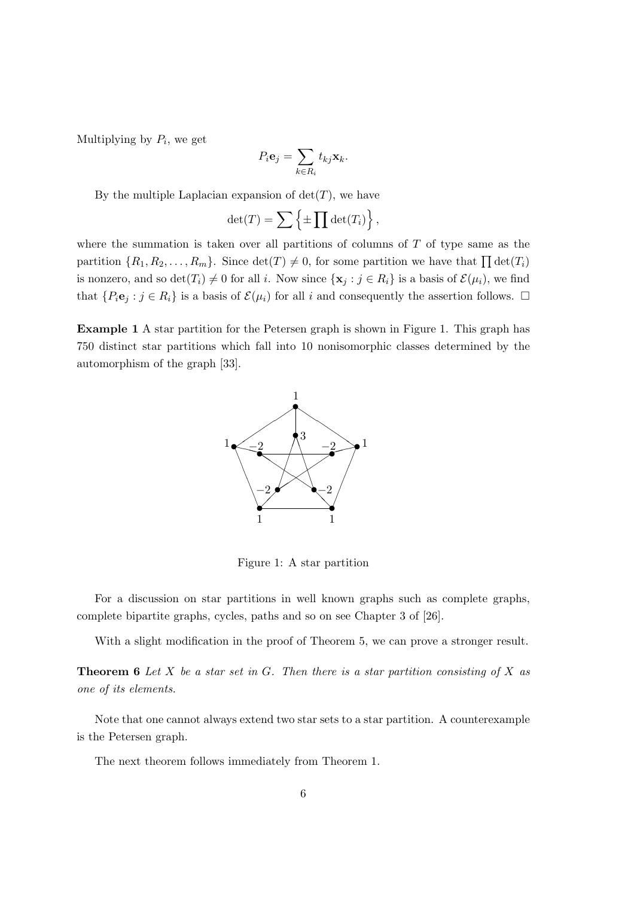Multiplying by $P_i$, we get

$$P_i \mathbf{e}_j = \sum_{k \in R_i} t_{kj} \mathbf{x}_k.$$

By the multiple Laplacian expansion of $\det(T)$, we have

$$\det(T) = \sum \left\{ \pm \prod \det(T_i) \right\},$$

where the summation is taken over all partitions of columns of $T$ of type same as the partition $\{R_1, R_2, \ldots, R_m\}$. Since $\det(T) \neq 0$, for some partition we have that $\prod \det(T_i)$ is nonzero, and so $\det(T_i) \neq 0$ for all $i$. Now since $\{\mathbf{x}_j : j \in R_i\}$ is a basis of $\mathcal{E}(\mu_i)$, we find that $\{P_i \mathbf{e}_j : j \in R_i\}$ is a basis of $\mathcal{E}(\mu_i)$ for all $i$ and consequently the assertion follows. $\square$

**Example 1** A star partition for the Petersen graph is shown in Figure 1. This graph has 750 distinct star partitions which fall into 10 nonisomorphic classes determined by the automorphism of the graph [33].

Figure 1: A star partition

For a discussion on star partitions in well known graphs such as complete graphs, complete bipartite graphs, cycles, paths and so on see Chapter 3 of [26].

With a slight modification in the proof of Theorem 5, we can prove a stronger result.

**Theorem 6** *Let $X$ be a star set in $G$. Then there is a star partition consisting of $X$ as one of its elements.*

Note that one cannot always extend two star sets to a star partition. A counterexample is the Petersen graph.

The next theorem follows immediately from Theorem 1.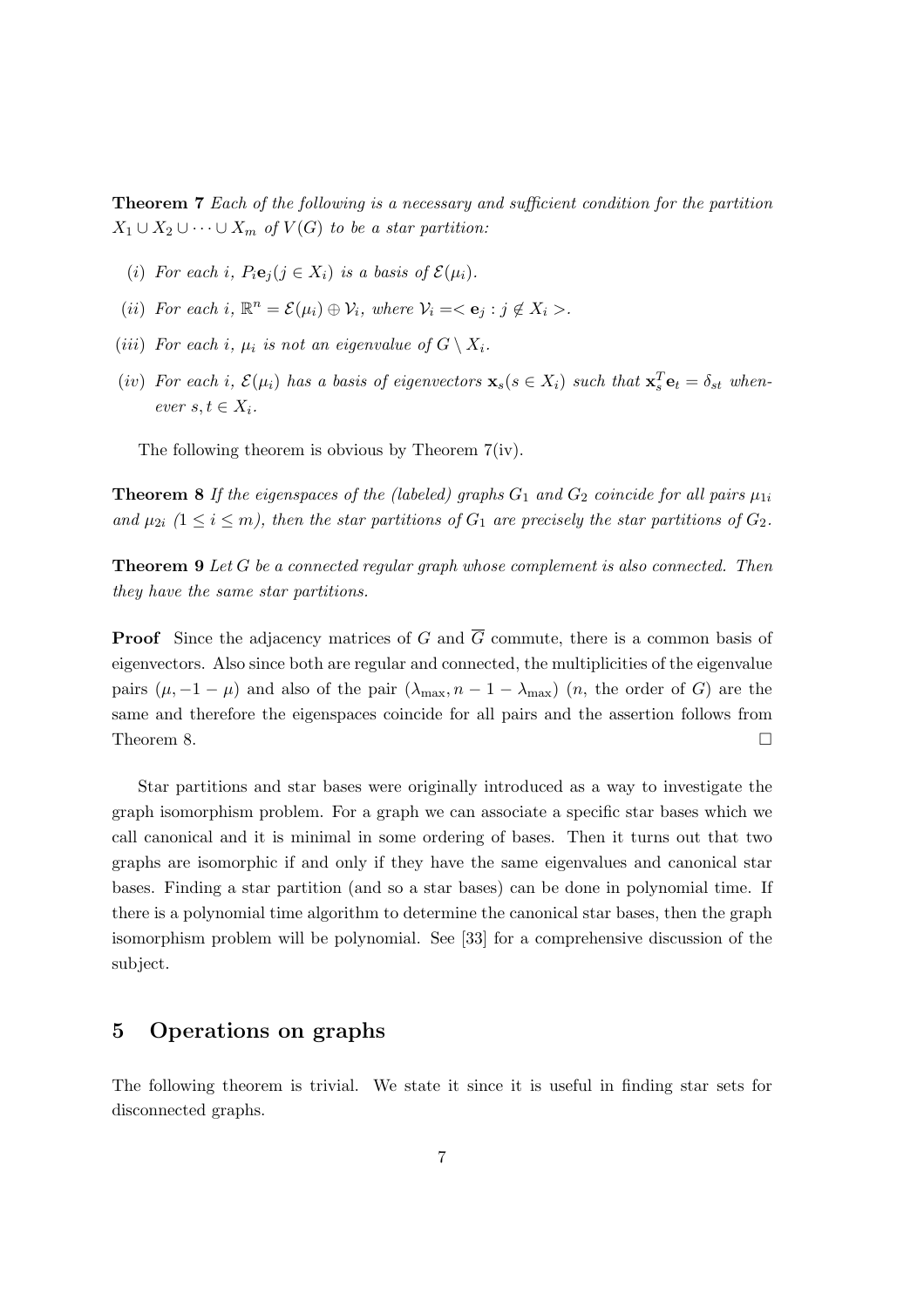**Theorem 7** *Each of the following is a necessary and sufficient condition for the partition $X_1 \cup X_2 \cup \cdots \cup X_m$ of $V(G)$ to be a star partition:*

- (*i*) *For each $i$, $P_i\mathbf{e}_j (j \in X_i)$ is a basis of $\mathcal{E}(\mu_i)$.*
- (*ii*) *For each $i$, $\mathbb{R}^n = \mathcal{E}(\mu_i) \oplus \mathcal{V}_i$, where $\mathcal{V}_i = <\mathbf{e}_j : j \notin X_i>$.*
- (*iii*) *For each $i$, $\mu_i$ is not an eigenvalue of $G \setminus X_i$.*
- (*iv*) *For each $i$, $\mathcal{E}(\mu_i)$ has a basis of eigenvectors $\mathbf{x}_s (s \in X_i)$ such that $\mathbf{x}_s^T\mathbf{e}_t = \delta_{st}$ whenever $s, t \in X_i$.*

The following theorem is obvious by Theorem 7(iv).

**Theorem 8** *If the eigenspaces of the (labeled) graphs $G_1$ and $G_2$ coincide for all pairs $\mu_{1i}$ and $\mu_{2i}$ $(1 \le i \le m)$, then the star partitions of $G_1$ are precisely the star partitions of $G_2$.*

**Theorem 9** *Let $G$ be a connected regular graph whose complement is also connected. Then they have the same star partitions.*

**Proof** Since the adjacency matrices of $G$ and $\overline{G}$ commute, there is a common basis of eigenvectors. Also since both are regular and connected, the multiplicities of the eigenvalue pairs $(\mu, -1-\mu)$ and also of the pair $(\lambda_{\max}, n-1-\lambda_{\max})$ ($n$, the order of $G$) are the same and therefore the eigenspaces coincide for all pairs and the assertion follows from Theorem 8. $\square$

Star partitions and star bases were originally introduced as a way to investigate the graph isomorphism problem. For a graph we can associate a specific star bases which we call canonical and it is minimal in some ordering of bases. Then it turns out that two graphs are isomorphic if and only if they have the same eigenvalues and canonical star bases. Finding a star partition (and so a star bases) can be done in polynomial time. If there is a polynomial time algorithm to determine the canonical star bases, then the graph isomorphism problem will be polynomial. See [33] for a comprehensive discussion of the subject.

## 5 Operations on graphs

The following theorem is trivial. We state it since it is useful in finding star sets for disconnected graphs.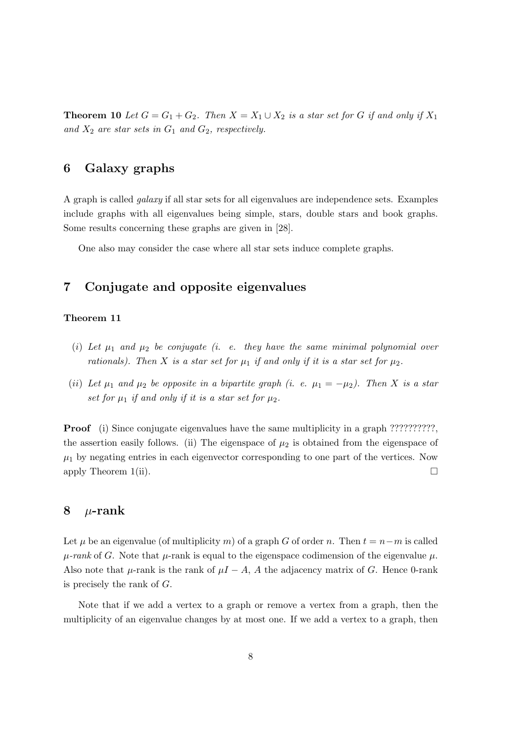**Theorem 10** *Let $G = G_1 + G_2$. Then $X = X_1 \cup X_2$ is a star set for $G$ if and only if $X_1$ and $X_2$ are star sets in $G_1$ and $G_2$, respectively.*

## 6 Galaxy graphs

A graph is called *galaxy* if all star sets for all eigenvalues are independence sets. Examples include graphs with all eigenvalues being simple, stars, double stars and book graphs. Some results concerning these graphs are given in [28].

One also may consider the case where all star sets induce complete graphs.

## 7 Conjugate and opposite eigenvalues

**Theorem 11**

(*i*) *Let $\mu_1$ and $\mu_2$ be conjugate (i. e. they have the same minimal polynomial over rationals). Then $X$ is a star set for $\mu_1$ if and only if it is a star set for $\mu_2$.*

(*ii*) *Let $\mu_1$ and $\mu_2$ be opposite in a bipartite graph (i. e. $\mu_1 = -\mu_2$). Then $X$ is a star set for $\mu_1$ if and only if it is a star set for $\mu_2$.*

**Proof** (i) Since conjugate eigenvalues have the same multiplicity in a graph ??????????, the assertion easily follows. (ii) The eigenspace of $\mu_2$ is obtained from the eigenspace of $\mu_1$ by negating entries in each eigenvector corresponding to one part of the vertices. Now apply Theorem 1(ii). □

## 8 $\mu$-rank

Let $\mu$ be an eigenvalue (of multiplicity $m$) of a graph $G$ of order $n$. Then $t = n - m$ is called *$\mu$-rank* of $G$. Note that $\mu$-rank is equal to the eigenspace codimension of the eigenvalue $\mu$. Also note that $\mu$-rank is the rank of $\mu I - A$, $A$ the adjacency matrix of $G$. Hence 0-rank is precisely the rank of $G$.

Note that if we add a vertex to a graph or remove a vertex from a graph, then the multiplicity of an eigenvalue changes by at most one. If we add a vertex to a graph, then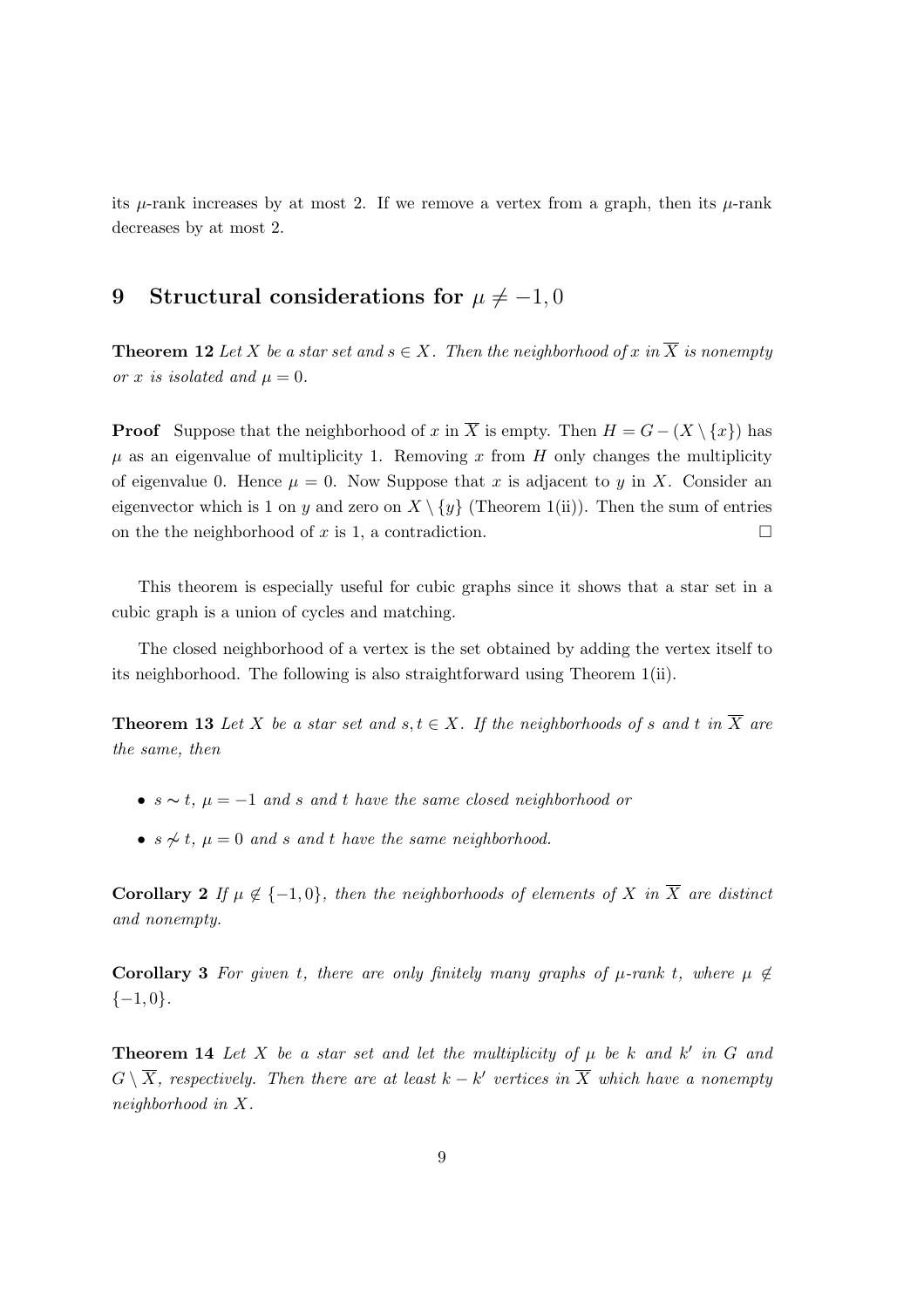its $\mu$-rank increases by at most 2. If we remove a vertex from a graph, then its $\mu$-rank decreases by at most 2.

## 9 Structural considerations for $\mu \neq -1, 0$

**Theorem 12** *Let $X$ be a star set and $s \in X$. Then the neighborhood of $x$ in $\overline{X}$ is nonempty or $x$ is isolated and $\mu = 0$.*

**Proof** Suppose that the neighborhood of $x$ in $\overline{X}$ is empty. Then $H = G - (X \setminus \{x\})$ has $\mu$ as an eigenvalue of multiplicity 1. Removing $x$ from $H$ only changes the multiplicity of eigenvalue 0. Hence $\mu = 0$. Now Suppose that $x$ is adjacent to $y$ in $X$. Consider an eigenvector which is 1 on $y$ and zero on $X \setminus \{y\}$ (Theorem 1(ii)). Then the sum of entries on the the neighborhood of $x$ is 1, a contradiction. $\square$

This theorem is especially useful for cubic graphs since it shows that a star set in a cubic graph is a union of cycles and matching.

The closed neighborhood of a vertex is the set obtained by adding the vertex itself to its neighborhood. The following is also straightforward using Theorem 1(ii).

**Theorem 13** *Let $X$ be a star set and $s, t \in X$. If the neighborhoods of $s$ and $t$ in $\overline{X}$ are the same, then*

- *$s \sim t$, $\mu = -1$ and $s$ and $t$ have the same closed neighborhood or*
- *$s \not\sim t$, $\mu = 0$ and $s$ and $t$ have the same neighborhood.*

**Corollary 2** *If $\mu \notin \{-1, 0\}$, then the neighborhoods of elements of $X$ in $\overline{X}$ are distinct and nonempty.*

**Corollary 3** *For given $t$, there are only finitely many graphs of $\mu$-rank $t$, where $\mu \notin \{-1, 0\}$.*

**Theorem 14** *Let $X$ be a star set and let the multiplicity of $\mu$ be $k$ and $k'$ in $G$ and $G \setminus \overline{X}$, respectively. Then there are at least $k - k'$ vertices in $\overline{X}$ which have a nonempty neighborhood in $X$.*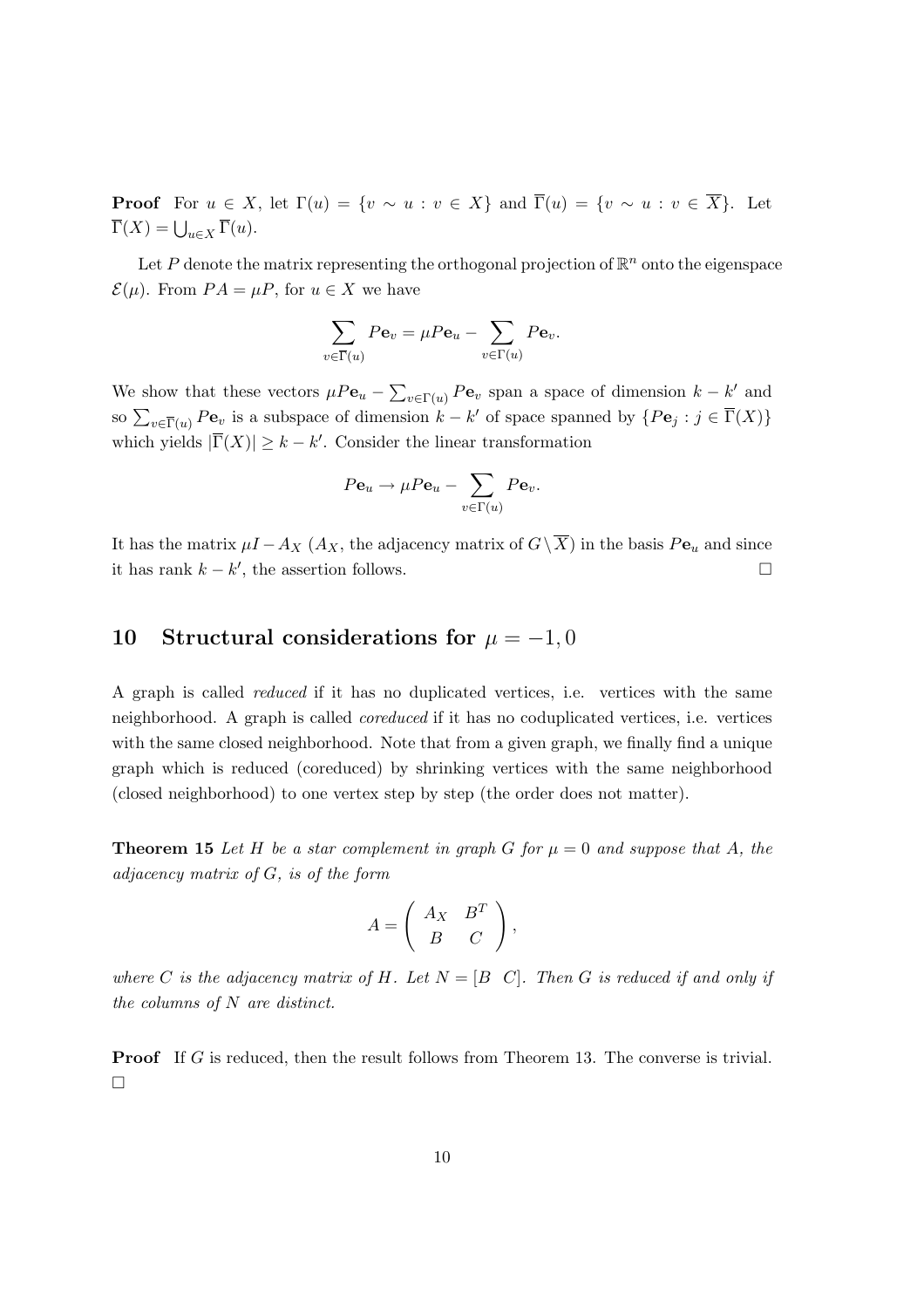**Proof** For $u \in X$, let $\Gamma(u) = \{v \sim u : v \in X\}$ and $\overline{\Gamma}(u) = \{v \sim u : v \in \overline{X}\}$. Let $\overline{\Gamma}(X) = \bigcup_{u \in X} \overline{\Gamma}(u)$.

Let $P$ denote the matrix representing the orthogonal projection of $\mathbb{R}^n$ onto the eigenspace $\mathcal{E}(\mu)$. From $PA = \mu P$, for $u \in X$ we have

$$\sum_{v \in \overline{\Gamma}(u)} P\mathbf{e}_v = \mu P\mathbf{e}_u - \sum_{v \in \Gamma(u)} P\mathbf{e}_v.$$

We show that these vectors $\mu P\mathbf{e}_u - \sum_{v \in \Gamma(u)} P\mathbf{e}_v$ span a space of dimension $k - k'$ and so $\sum_{v \in \overline{\Gamma}(u)} P\mathbf{e}_v$ is a subspace of dimension $k - k'$ of space spanned by $\{P\mathbf{e}_j : j \in \overline{\Gamma}(X)\}$ which yields $|\overline{\Gamma}(X)| \geq k - k'$. Consider the linear transformation

$$P\mathbf{e}_u \rightarrow \mu P\mathbf{e}_u - \sum_{v \in \Gamma(u)} P\mathbf{e}_v.$$

It has the matrix $\mu I - A_X$ ($A_X$, the adjacency matrix of $G \setminus \overline{X}$) in the basis $P\mathbf{e}_u$ and since it has rank $k - k'$, the assertion follows. $\square$

## 10 Structural considerations for $\mu = -1, 0$

A graph is called *reduced* if it has no duplicated vertices, i.e. vertices with the same neighborhood. A graph is called *coreduced* if it has no coduplicated vertices, i.e. vertices with the same closed neighborhood. Note that from a given graph, we finally find a unique graph which is reduced (coreduced) by shrinking vertices with the same neighborhood (closed neighborhood) to one vertex step by step (the order does not matter).

**Theorem 15** *Let $H$ be a star complement in graph $G$ for $\mu = 0$ and suppose that $A$, the adjacency matrix of $G$, is of the form*

$$A = \begin{pmatrix} A_X & B^T \\ B & C \end{pmatrix},$$

*where $C$ is the adjacency matrix of $H$. Let $N = [B \;\; C]$. Then $G$ is reduced if and only if the columns of $N$ are distinct.*

**Proof** If $G$ is reduced, then the result follows from Theorem 13. The converse is trivial. $\square$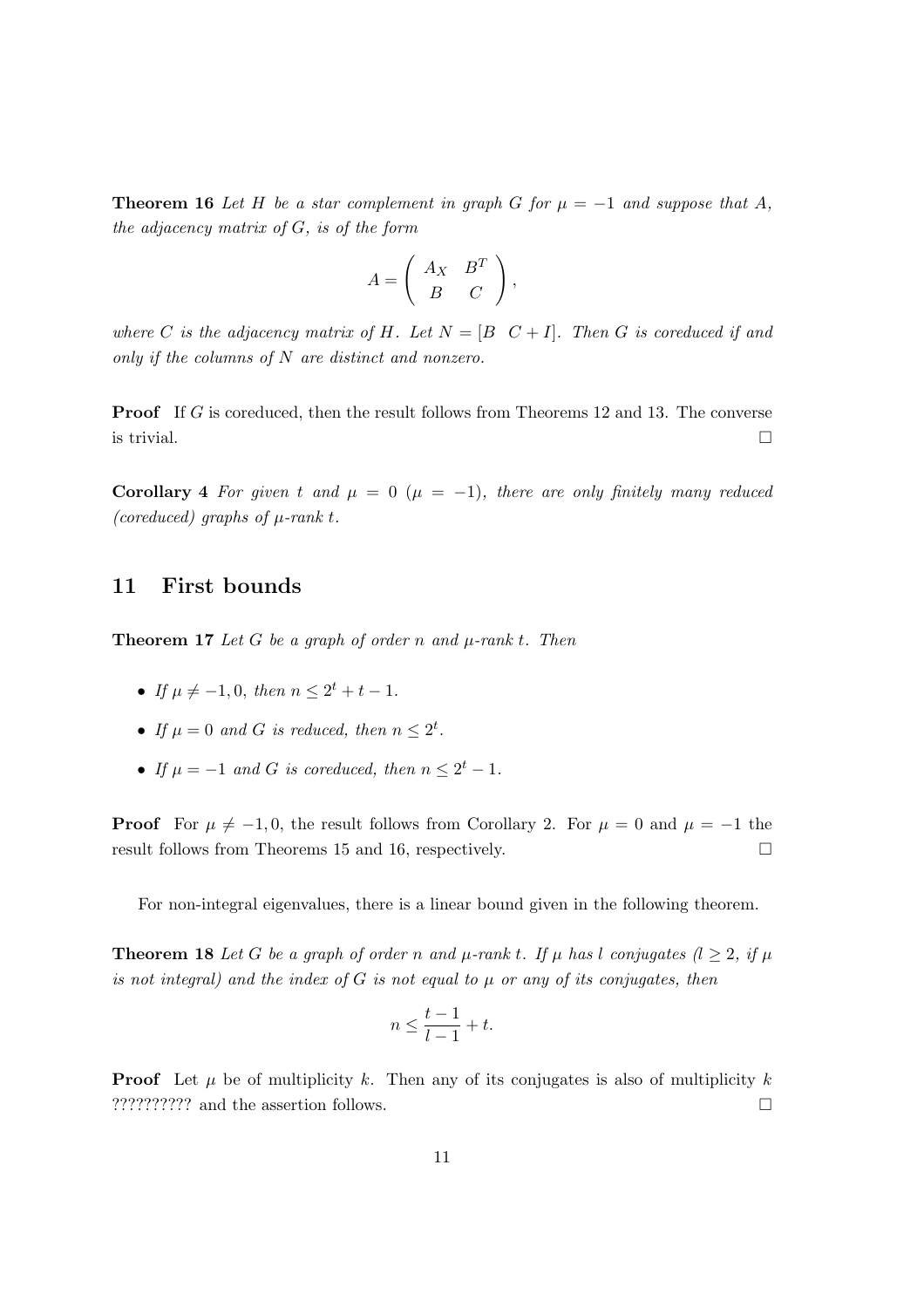**Theorem 16** *Let $H$ be a star complement in graph $G$ for $\mu = -1$ and suppose that $A$, the adjacency matrix of $G$, is of the form*

$$A = \begin{pmatrix} A_X & B^T \\ B & C \end{pmatrix},$$

*where $C$ is the adjacency matrix of $H$. Let $N = [B \;\; C + I]$. Then $G$ is coreduced if and only if the columns of $N$ are distinct and nonzero.*

**Proof** If $G$ is coreduced, then the result follows from Theorems 12 and 13. The converse is trivial. □

**Corollary 4** *For given $t$ and $\mu = 0$ ($\mu = -1$), there are only finitely many reduced (coreduced) graphs of $\mu$-rank $t$.*

## 11 First bounds

**Theorem 17** *Let $G$ be a graph of order $n$ and $\mu$-rank $t$. Then*

- *If $\mu \neq -1, 0$, then $n \leq 2^t + t - 1$.*
- *If $\mu = 0$ and $G$ is reduced, then $n \leq 2^t$.*
- *If $\mu = -1$ and $G$ is coreduced, then $n \leq 2^t - 1$.*

**Proof** For $\mu \neq -1, 0$, the result follows from Corollary 2. For $\mu = 0$ and $\mu = -1$ the result follows from Theorems 15 and 16, respectively. □

For non-integral eigenvalues, there is a linear bound given in the following theorem.

**Theorem 18** *Let $G$ be a graph of order $n$ and $\mu$-rank $t$. If $\mu$ has $l$ conjugates ($l \geq 2$, if $\mu$ is not integral) and the index of $G$ is not equal to $\mu$ or any of its conjugates, then*

$$n \leq \frac{t-1}{l-1} + t.$$

**Proof** Let $\mu$ be of multiplicity $k$. Then any of its conjugates is also of multiplicity $k$ ?????????? and the assertion follows. □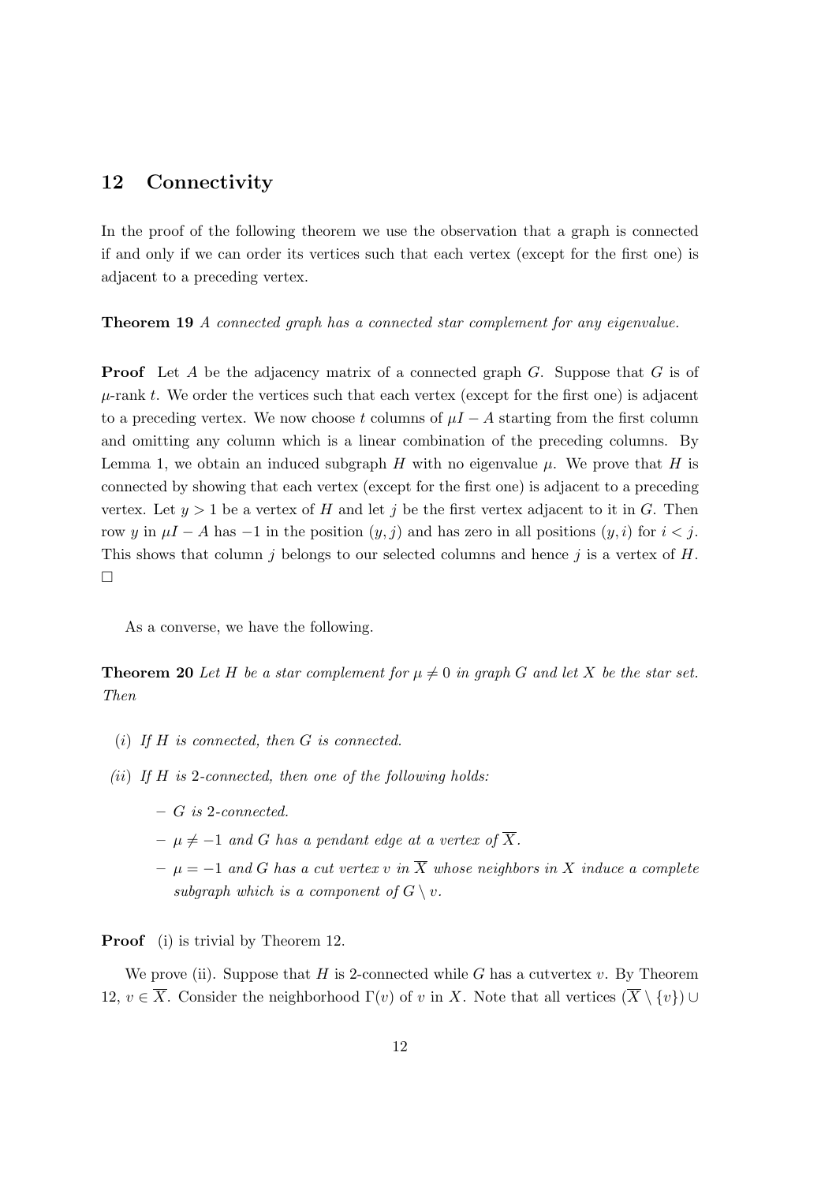## 12 Connectivity

In the proof of the following theorem we use the observation that a graph is connected if and only if we can order its vertices such that each vertex (except for the first one) is adjacent to a preceding vertex.

**Theorem 19** *A connected graph has a connected star complement for any eigenvalue.*

**Proof** Let $A$ be the adjacency matrix of a connected graph $G$. Suppose that $G$ is of $\mu$-rank $t$. We order the vertices such that each vertex (except for the first one) is adjacent to a preceding vertex. We now choose $t$ columns of $\mu I - A$ starting from the first column and omitting any column which is a linear combination of the preceding columns. By Lemma 1, we obtain an induced subgraph $H$ with no eigenvalue $\mu$. We prove that $H$ is connected by showing that each vertex (except for the first one) is adjacent to a preceding vertex. Let $y > 1$ be a vertex of $H$ and let $j$ be the first vertex adjacent to it in $G$. Then row $y$ in $\mu I - A$ has $-1$ in the position $(y, j)$ and has zero in all positions $(y, i)$ for $i < j$. This shows that column $j$ belongs to our selected columns and hence $j$ is a vertex of $H$. $\square$

As a converse, we have the following.

**Theorem 20** *Let $H$ be a star complement for $\mu \neq 0$ in graph $G$ and let $X$ be the star set. Then*

- *(i) If $H$ is connected, then $G$ is connected.*
- *(ii) If $H$ is 2-connected, then one of the following holds:*
  - *$G$ is 2-connected.*
  - *$\mu \neq -1$ and $G$ has a pendant edge at a vertex of $\overline{X}$.*
  - *$\mu = -1$ and $G$ has a cut vertex $v$ in $\overline{X}$ whose neighbors in $X$ induce a complete subgraph which is a component of $G \setminus v$.*

**Proof** (i) is trivial by Theorem 12.

We prove (ii). Suppose that $H$ is 2-connected while $G$ has a cutvertex $v$. By Theorem 12, $v \in \overline{X}$. Consider the neighborhood $\Gamma(v)$ of $v$ in $X$. Note that all vertices $(\overline{X} \setminus \{v\}) \cup$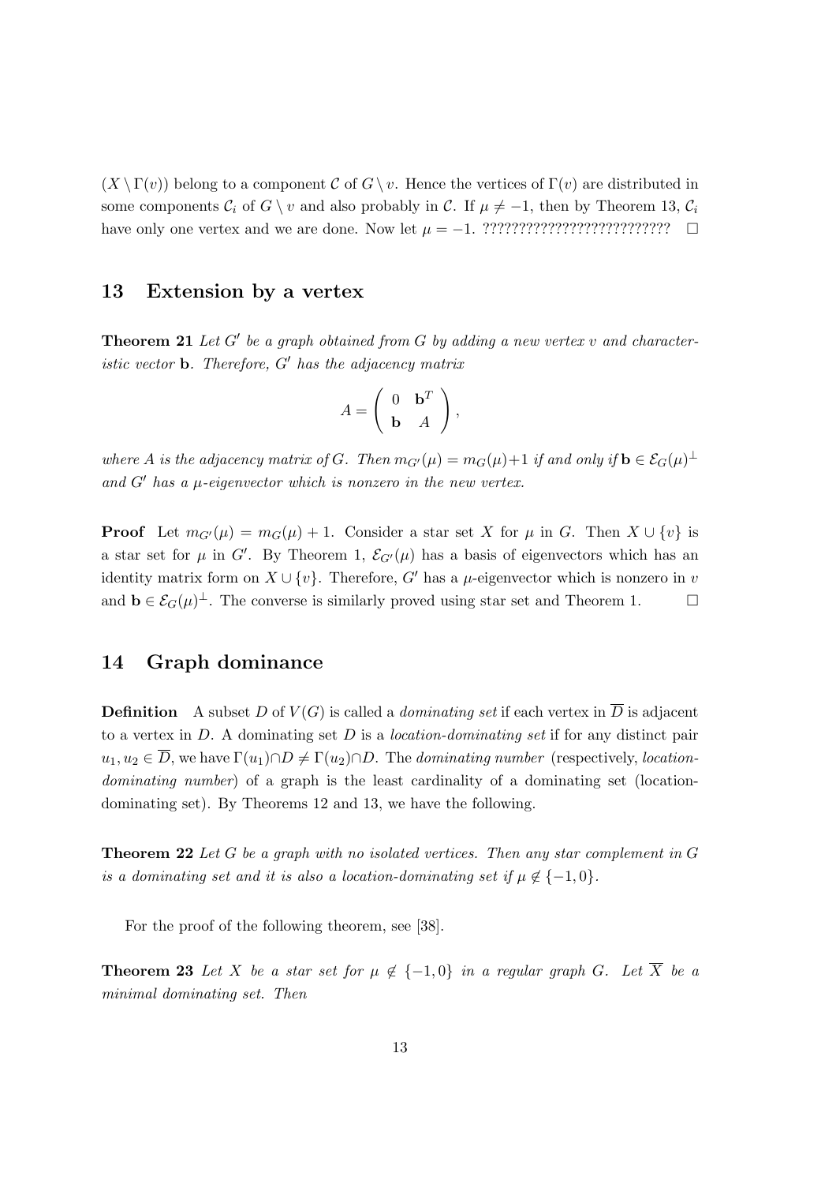$(X \setminus \Gamma(v))$ belong to a component $\mathcal{C}$ of $G \setminus v$. Hence the vertices of $\Gamma(v)$ are distributed in some components $\mathcal{C}_i$ of $G \setminus v$ and also probably in $\mathcal{C}$. If $\mu \neq -1$, then by Theorem 13, $\mathcal{C}_i$ have only one vertex and we are done. Now let $\mu = -1$. ?????????????????????????? $\square$

## 13 Extension by a vertex

**Theorem 21** *Let $G'$ be a graph obtained from $G$ by adding a new vertex $v$ and characteristic vector* $\mathbf{b}$*. Therefore, $G'$ has the adjacency matrix*

$$A = \begin{pmatrix} 0 & \mathbf{b}^T \\ \mathbf{b} & A \end{pmatrix},$$

*where $A$ is the adjacency matrix of $G$. Then $m_{G'}(\mu) = m_G(\mu)+1$ if and only if $\mathbf{b} \in \mathcal{E}_G(\mu)^\perp$ and $G'$ has a $\mu$-eigenvector which is nonzero in the new vertex.*

**Proof** Let $m_{G'}(\mu) = m_G(\mu) + 1$. Consider a star set $X$ for $\mu$ in $G$. Then $X \cup \{v\}$ is a star set for $\mu$ in $G'$. By Theorem 1, $\mathcal{E}_{G'}(\mu)$ has a basis of eigenvectors which has an identity matrix form on $X \cup \{v\}$. Therefore, $G'$ has a $\mu$-eigenvector which is nonzero in $v$ and $\mathbf{b} \in \mathcal{E}_G(\mu)^\perp$. The converse is similarly proved using star set and Theorem 1. $\square$

## 14 Graph dominance

**Definition** A subset $D$ of $V(G)$ is called a *dominating set* if each vertex in $\overline{D}$ is adjacent to a vertex in $D$. A dominating set $D$ is a *location-dominating set* if for any distinct pair $u_1, u_2 \in \overline{D}$, we have $\Gamma(u_1) \cap D \neq \Gamma(u_2) \cap D$. The *dominating number* (respectively, *location-dominating number*) of a graph is the least cardinality of a dominating set (location-dominating set). By Theorems 12 and 13, we have the following.

**Theorem 22** *Let $G$ be a graph with no isolated vertices. Then any star complement in $G$ is a dominating set and it is also a location-dominating set if $\mu \notin \{-1, 0\}$.*

For the proof of the following theorem, see [38].

**Theorem 23** *Let $X$ be a star set for $\mu \notin \{-1, 0\}$ in a regular graph $G$. Let $\overline{X}$ be a minimal dominating set. Then*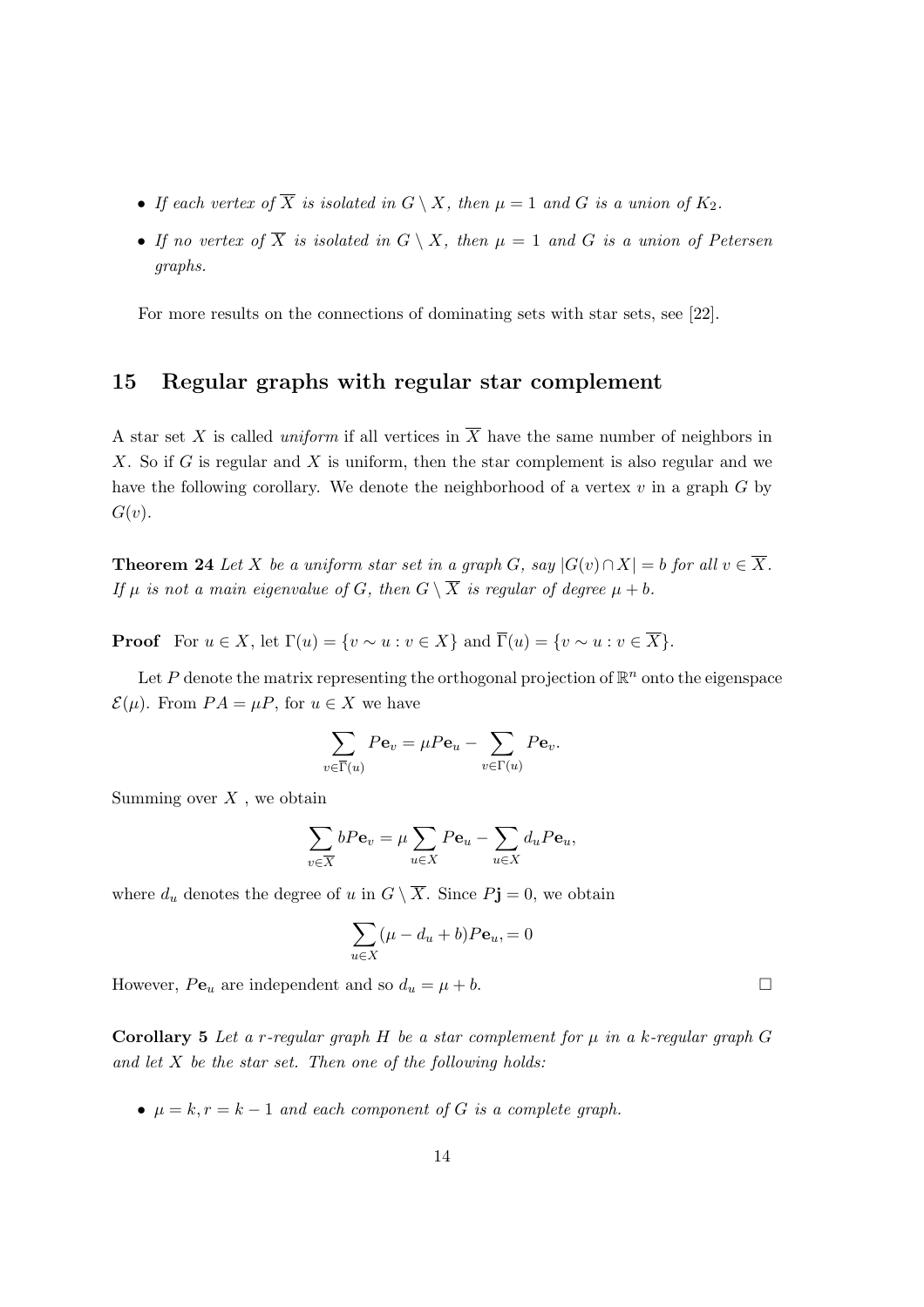- *If each vertex of $\overline{X}$ is isolated in $G \setminus X$, then $\mu = 1$ and $G$ is a union of $K_2$.*
- *If no vertex of $\overline{X}$ is isolated in $G \setminus X$, then $\mu = 1$ and $G$ is a union of Petersen graphs.*

For more results on the connections of dominating sets with star sets, see [22].

## 15 Regular graphs with regular star complement

A star set $X$ is called *uniform* if all vertices in $\overline{X}$ have the same number of neighbors in $X$. So if $G$ is regular and $X$ is uniform, then the star complement is also regular and we have the following corollary. We denote the neighborhood of a vertex $v$ in a graph $G$ by $G(v)$.

**Theorem 24** *Let $X$ be a uniform star set in a graph $G$, say $|G(v) \cap X| = b$ for all $v \in \overline{X}$. If $\mu$ is not a main eigenvalue of $G$, then $G \setminus \overline{X}$ is regular of degree $\mu + b$.*

**Proof** For $u \in X$, let $\Gamma(u) = \{v \sim u : v \in X\}$ and $\overline{\Gamma}(u) = \{v \sim u : v \in \overline{X}\}$.

Let $P$ denote the matrix representing the orthogonal projection of $\mathbb{R}^n$ onto the eigenspace $\mathcal{E}(\mu)$. From $PA = \mu P$, for $u \in X$ we have

$$\sum_{v \in \overline{\Gamma}(u)} P\mathbf{e}_v = \mu P\mathbf{e}_u - \sum_{v \in \Gamma(u)} P\mathbf{e}_v.$$

Summing over $X$ , we obtain

$$\sum_{v \in \overline{X}} bP\mathbf{e}_v = \mu \sum_{u \in X} P\mathbf{e}_u - \sum_{u \in X} d_u P\mathbf{e}_u,$$

where $d_u$ denotes the degree of $u$ in $G \setminus \overline{X}$. Since $P\mathbf{j} = 0$, we obtain

$$\sum_{u \in X} (\mu - d_u + b)P\mathbf{e}_u, = 0$$

However, $P\mathbf{e}_u$ are independent and so $d_u = \mu + b$. □

**Corollary 5** *Let a $r$-regular graph $H$ be a star complement for $\mu$ in a $k$-regular graph $G$ and let $X$ be the star set. Then one of the following holds:*

- *$\mu = k, r = k - 1$ and each component of $G$ is a complete graph.*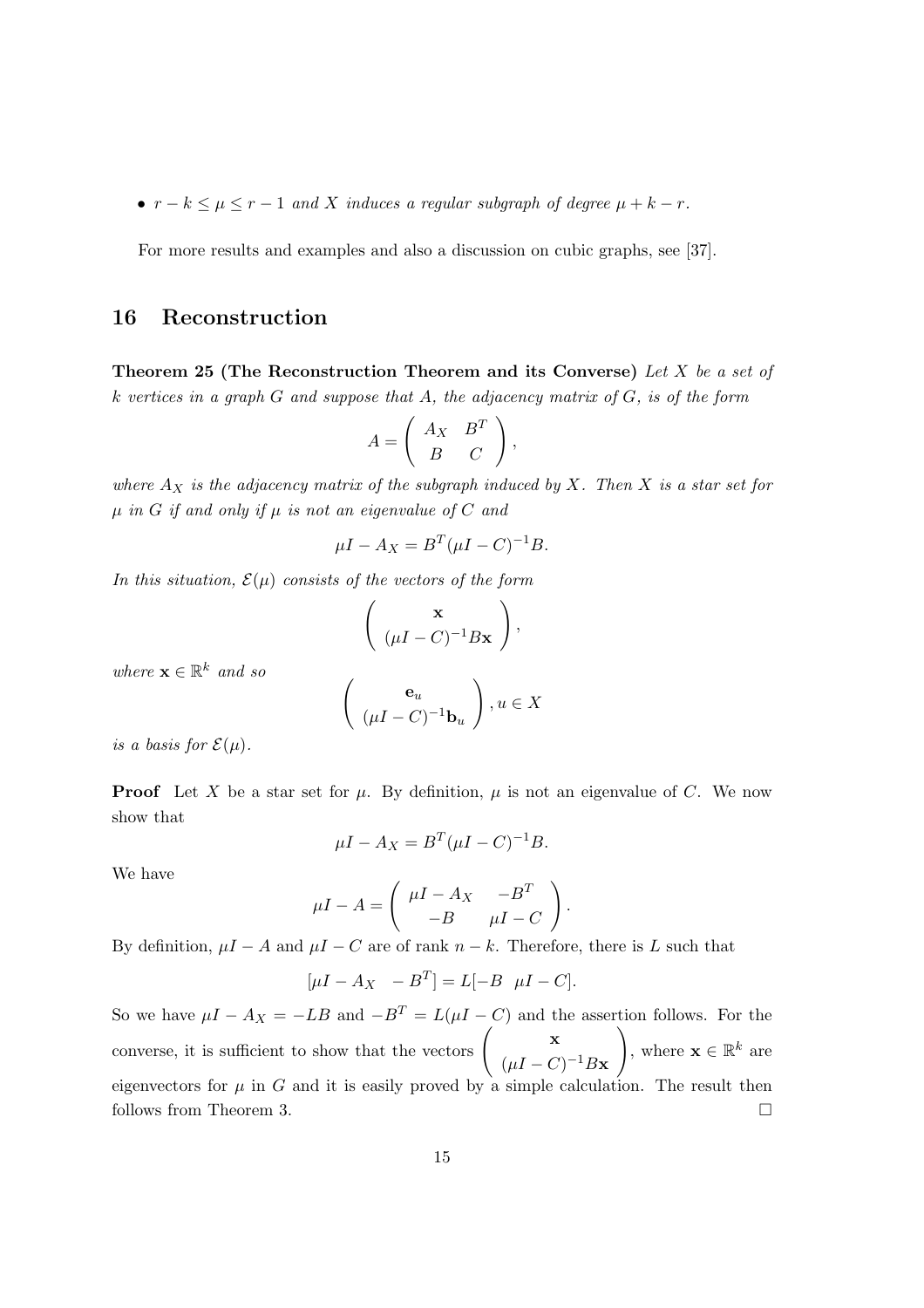- $r - k \leq \mu \leq r - 1$ *and* $X$ *induces a regular subgraph of degree* $\mu + k - r$.

For more results and examples and also a discussion on cubic graphs, see [37].

## 16 Reconstruction

**Theorem 25 (The Reconstruction Theorem and its Converse)** *Let $X$ be a set of $k$ vertices in a graph $G$ and suppose that $A$, the adjacency matrix of $G$, is of the form*

$$A = \begin{pmatrix} A_X & B^T \\ B & C \end{pmatrix},$$

*where $A_X$ is the adjacency matrix of the subgraph induced by $X$. Then $X$ is a star set for $\mu$ in $G$ if and only if $\mu$ is not an eigenvalue of $C$ and*

$$\mu I - A_X = B^T(\mu I - C)^{-1}B.$$

*In this situation, $\mathcal{E}(\mu)$ consists of the vectors of the form*

$$\begin{pmatrix} \mathbf{x} \\ (\mu I - C)^{-1}B\mathbf{x} \end{pmatrix},$$

*where $\mathbf{x} \in \mathbb{R}^k$ and so*

$$\begin{pmatrix} \mathbf{e}_u \\ (\mu I - C)^{-1}\mathbf{b}_u \end{pmatrix}, u \in X$$

*is a basis for $\mathcal{E}(\mu)$.*

**Proof** Let $X$ be a star set for $\mu$. By definition, $\mu$ is not an eigenvalue of $C$. We now show that

$$\mu I - A_X = B^T(\mu I - C)^{-1}B.$$

We have

$$\mu I - A = \begin{pmatrix} \mu I - A_X & -B^T \\ -B & \mu I - C \end{pmatrix}.$$

By definition, $\mu I - A$ and $\mu I - C$ are of rank $n - k$. Therefore, there is $L$ such that

$$[\mu I - A_X \quad -B^T] = L[-B \quad \mu I - C].$$

So we have $\mu I - A_X = -LB$ and $-B^T = L(\mu I - C)$ and the assertion follows. For the converse, it is sufficient to show that the vectors $\begin{pmatrix} \mathbf{x} \\ (\mu I - C)^{-1}B\mathbf{x} \end{pmatrix}$, where $\mathbf{x} \in \mathbb{R}^k$ are eigenvectors for $\mu$ in $G$ and it is easily proved by a simple calculation. The result then follows from Theorem 3. □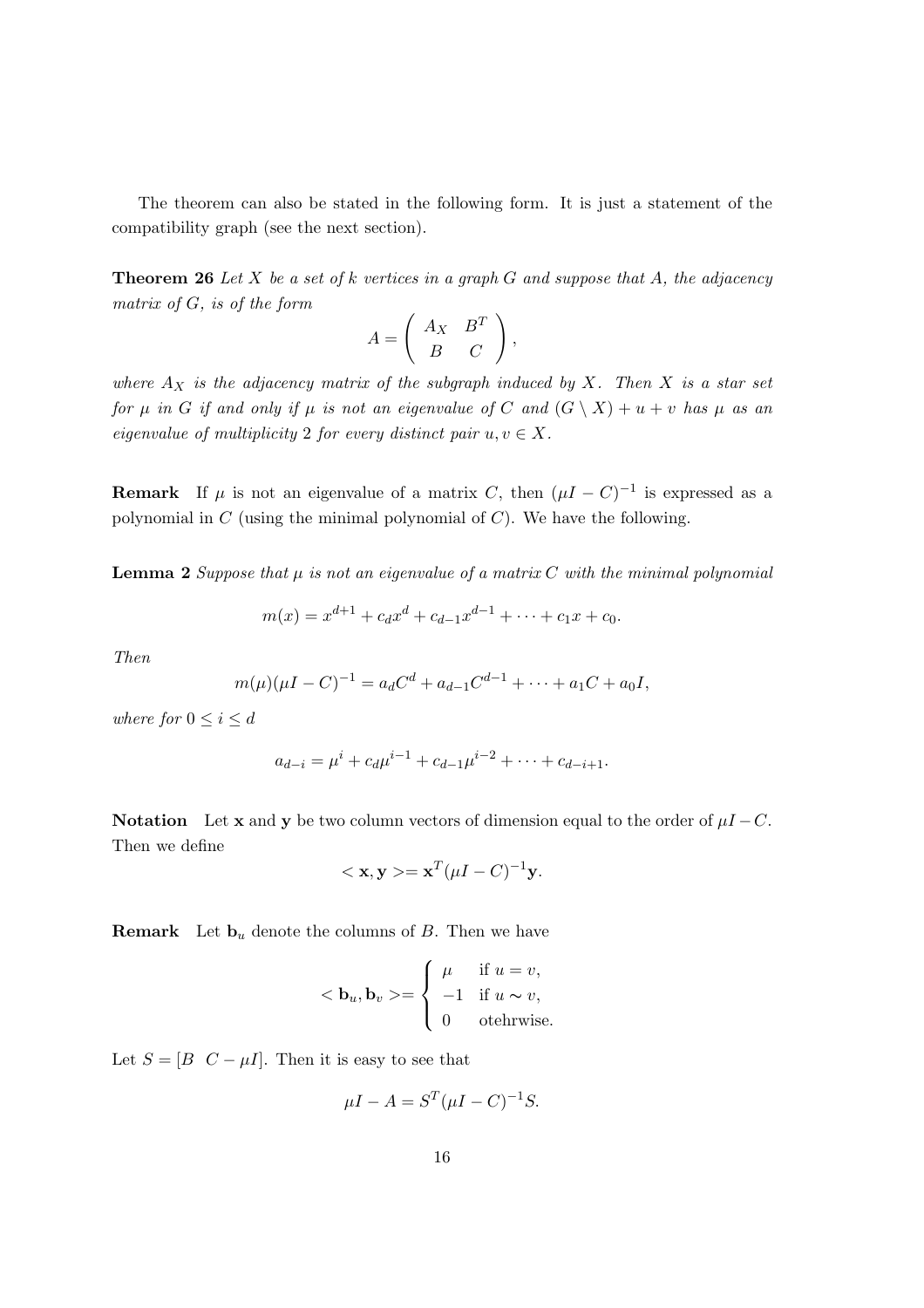The theorem can also be stated in the following form. It is just a statement of the compatibility graph (see the next section).

**Theorem 26** *Let $X$ be a set of $k$ vertices in a graph $G$ and suppose that $A$, the adjacency matrix of $G$, is of the form*

$$A = \begin{pmatrix} A_X & B^T \\ B & C \end{pmatrix},$$

*where $A_X$ is the adjacency matrix of the subgraph induced by $X$. Then $X$ is a star set for $\mu$ in $G$ if and only if $\mu$ is not an eigenvalue of $C$ and $(G \setminus X) + u + v$ has $\mu$ as an eigenvalue of multiplicity 2 for every distinct pair $u, v \in X$.*

**Remark** If $\mu$ is not an eigenvalue of a matrix $C$, then $(\mu I - C)^{-1}$ is expressed as a polynomial in $C$ (using the minimal polynomial of $C$). We have the following.

**Lemma 2** *Suppose that $\mu$ is not an eigenvalue of a matrix $C$ with the minimal polynomial*

$$m(x) = x^{d+1} + c_d x^d + c_{d-1} x^{d-1} + \cdots + c_1 x + c_0.$$

*Then*

$$m(\mu)(\mu I - C)^{-1} = a_d C^d + a_{d-1} C^{d-1} + \cdots + a_1 C + a_0 I,$$

*where for $0 \leq i \leq d$*

$$a_{d-i} = \mu^i + c_d \mu^{i-1} + c_{d-1} \mu^{i-2} + \cdots + c_{d-i+1}.$$

**Notation** Let $\mathbf{x}$ and $\mathbf{y}$ be two column vectors of dimension equal to the order of $\mu I - C$. Then we define

$$< \mathbf{x}, \mathbf{y} >= \mathbf{x}^T (\mu I - C)^{-1} \mathbf{y}.$$

**Remark** Let $\mathbf{b}_u$ denote the columns of $B$. Then we have

$$< \mathbf{b}_u, \mathbf{b}_v >= \begin{cases} \mu & \text{if } u = v, \\ -1 & \text{if } u \sim v, \\ 0 & \text{otehrwise.} \end{cases}$$

Let $S = [B \;\; C - \mu I]$. Then it is easy to see that

$$\mu I - A = S^T (\mu I - C)^{-1} S.$$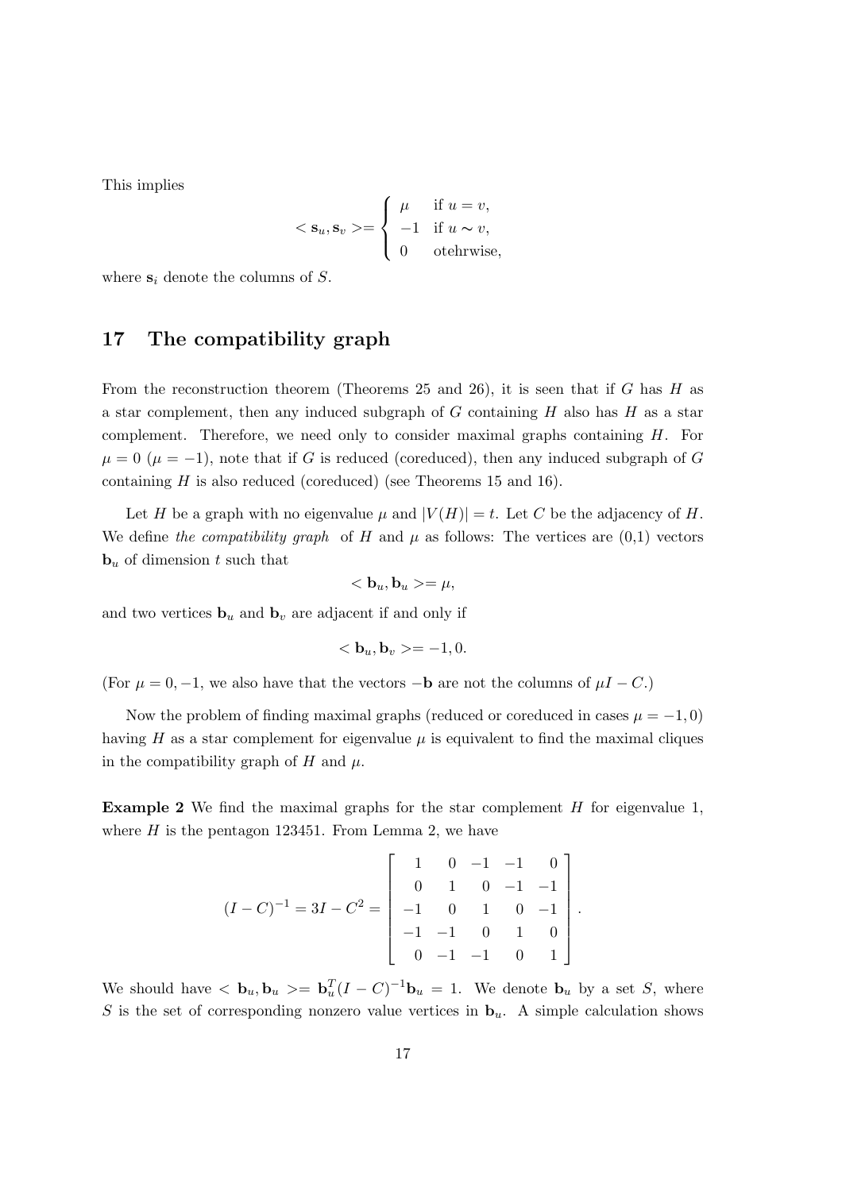This implies

$$< \mathbf{s}_u, \mathbf{s}_v >= \begin{cases} \mu & \text{if } u = v, \\ -1 & \text{if } u \sim v, \\ 0 & \text{otehrwise,} \end{cases}$$

where $\mathbf{s}_i$ denote the columns of $S$.

## 17 The compatibility graph

From the reconstruction theorem (Theorems 25 and 26), it is seen that if $G$ has $H$ as a star complement, then any induced subgraph of $G$ containing $H$ also has $H$ as a star complement. Therefore, we need only to consider maximal graphs containing $H$. For $\mu = 0$ ($\mu = -1$), note that if $G$ is reduced (coreduced), then any induced subgraph of $G$ containing $H$ is also reduced (coreduced) (see Theorems 15 and 16).

Let $H$ be a graph with no eigenvalue $\mu$ and $|V(H)| = t$. Let $C$ be the adjacency of $H$. We define *the compatibility graph* of $H$ and $\mu$ as follows: The vertices are (0,1) vectors $\mathbf{b}_u$ of dimension $t$ such that

$$< \mathbf{b}_u, \mathbf{b}_u >= \mu,$$

and two vertices $\mathbf{b}_u$ and $\mathbf{b}_v$ are adjacent if and only if

$$< \mathbf{b}_u, \mathbf{b}_v >= -1, 0.$$

(For $\mu = 0, -1$, we also have that the vectors $-\mathbf{b}$ are not the columns of $\mu I - C$.)

Now the problem of finding maximal graphs (reduced or coreduced in cases $\mu = -1, 0$) having $H$ as a star complement for eigenvalue $\mu$ is equivalent to find the maximal cliques in the compatibility graph of $H$ and $\mu$.

**Example 2** We find the maximal graphs for the star complement $H$ for eigenvalue 1, where $H$ is the pentagon 123451. From Lemma 2, we have

$$(I - C)^{-1} = 3I - C^2 = \begin{bmatrix} 1 & 0 & -1 & -1 & 0 \\ 0 & 1 & 0 & -1 & -1 \\ -1 & 0 & 1 & 0 & -1 \\ -1 & -1 & 0 & 1 & 0 \\ 0 & -1 & -1 & 0 & 1 \end{bmatrix}.$$

We should have $< \mathbf{b}_u, \mathbf{b}_u >= \mathbf{b}_u^T (I - C)^{-1} \mathbf{b}_u = 1$. We denote $\mathbf{b}_u$ by a set $S$, where $S$ is the set of corresponding nonzero value vertices in $\mathbf{b}_u$. A simple calculation shows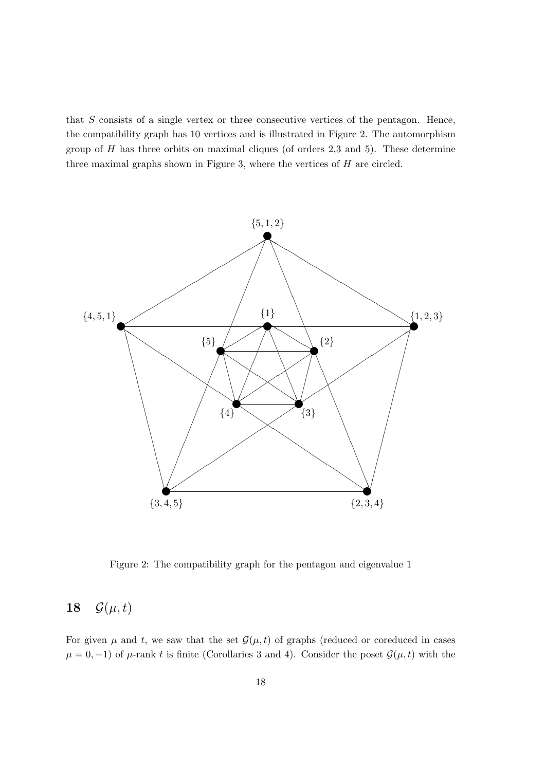that $S$ consists of a single vertex or three consecutive vertices of the pentagon. Hence, the compatibility graph has 10 vertices and is illustrated in Figure 2. The automorphism group of $H$ has three orbits on maximal cliques (of orders 2,3 and 5). These determine three maximal graphs shown in Figure 3, where the vertices of $H$ are circled.

Figure 2: The compatibility graph for the pentagon and eigenvalue 1

## 18 $\mathcal{G}(\mu, t)$

For given $\mu$ and $t$, we saw that the set $\mathcal{G}(\mu, t)$ of graphs (reduced or coreduced in cases $\mu = 0, -1$) of $\mu$-rank $t$ is finite (Corollaries 3 and 4). Consider the poset $\mathcal{G}(\mu, t)$ with the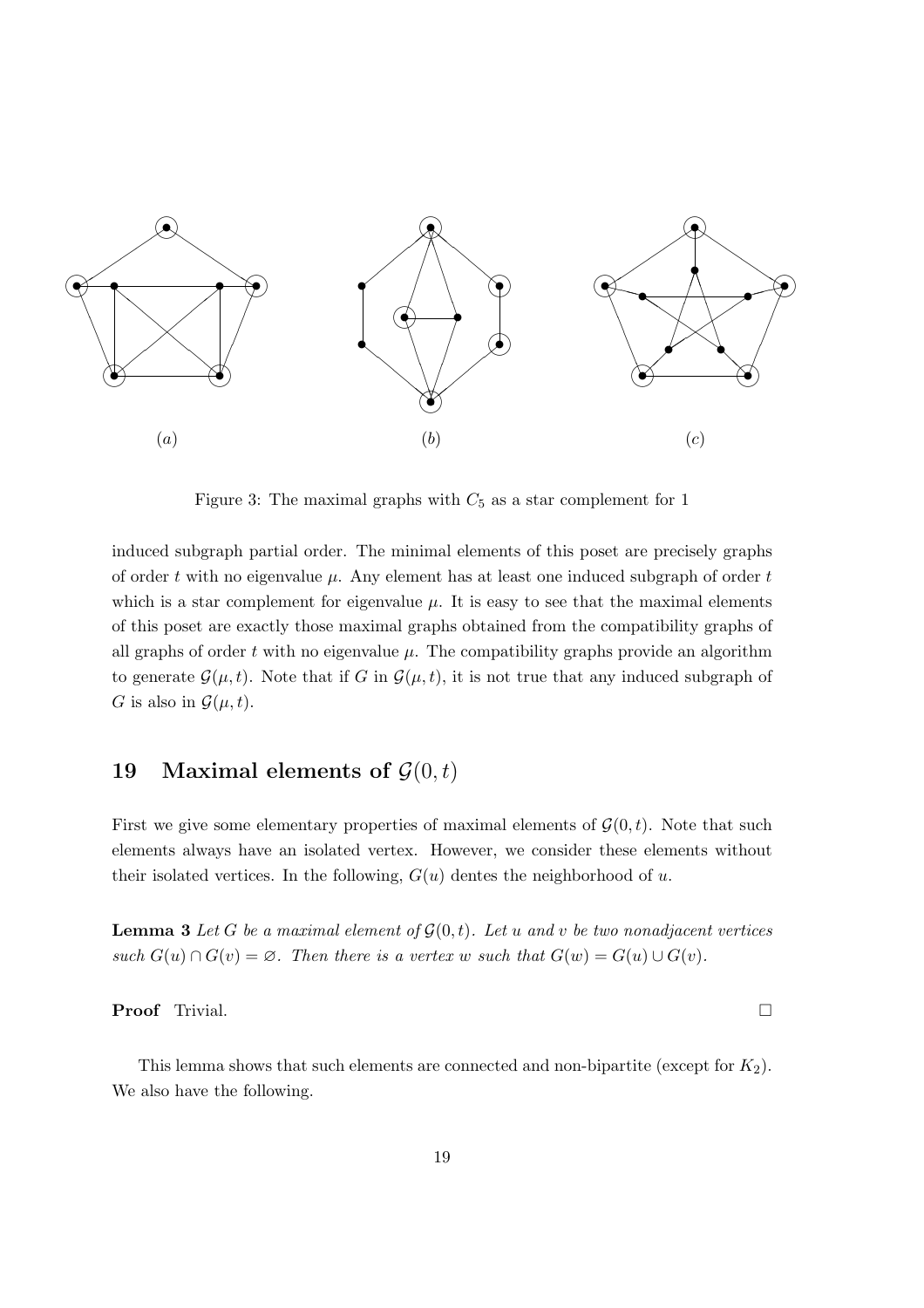(a) (b) (c)

Figure 3: The maximal graphs with $C_5$ as a star complement for 1

induced subgraph partial order. The minimal elements of this poset are precisely graphs of order $t$ with no eigenvalue $\mu$. Any element has at least one induced subgraph of order $t$ which is a star complement for eigenvalue $\mu$. It is easy to see that the maximal elements of this poset are exactly those maximal graphs obtained from the compatibility graphs of all graphs of order $t$ with no eigenvalue $\mu$. The compatibility graphs provide an algorithm to generate $\mathcal{G}(\mu, t)$. Note that if $G$ in $\mathcal{G}(\mu, t)$, it is not true that any induced subgraph of $G$ is also in $\mathcal{G}(\mu, t)$.

## 19 Maximal elements of $\mathcal{G}(0, t)$

First we give some elementary properties of maximal elements of $\mathcal{G}(0, t)$. Note that such elements always have an isolated vertex. However, we consider these elements without their isolated vertices. In the following, $G(u)$ dentes the neighborhood of $u$.

**Lemma 3** *Let $G$ be a maximal element of $\mathcal{G}(0, t)$. Let $u$ and $v$ be two nonadjacent vertices such $G(u) \cap G(v) = \varnothing$. Then there is a vertex $w$ such that $G(w) = G(u) \cup G(v)$.*

**Proof** Trivial. □

This lemma shows that such elements are connected and non-bipartite (except for $K_2$). We also have the following.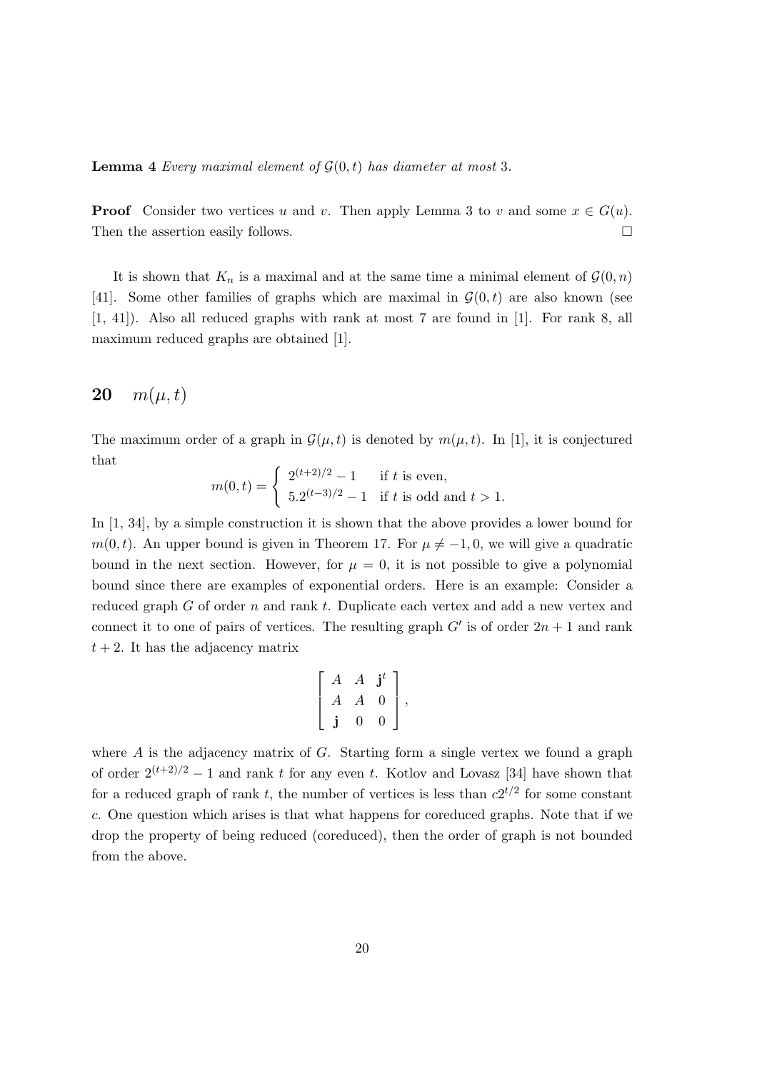**Lemma 4** *Every maximal element of $\mathcal{G}(0,t)$ has diameter at most* 3.

**Proof** Consider two vertices $u$ and $v$. Then apply Lemma 3 to $v$ and some $x \in G(u)$. Then the assertion easily follows. $\square$

It is shown that $K_n$ is a maximal and at the same time a minimal element of $\mathcal{G}(0,n)$ [41]. Some other families of graphs which are maximal in $\mathcal{G}(0,t)$ are also known (see [1, 41]). Also all reduced graphs with rank at most 7 are found in [1]. For rank 8, all maximum reduced graphs are obtained [1].

## 20 $m(\mu, t)$

The maximum order of a graph in $\mathcal{G}(\mu,t)$ is denoted by $m(\mu,t)$. In [1], it is conjectured that

$$m(0,t) = \begin{cases} 2^{(t+2)/2} - 1 & \text{if } t \text{ is even,} \\ 5.2^{(t-3)/2} - 1 & \text{if } t \text{ is odd and } t > 1. \end{cases}$$

In [1, 34], by a simple construction it is shown that the above provides a lower bound for $m(0,t)$. An upper bound is given in Theorem 17. For $\mu \neq -1, 0$, we will give a quadratic bound in the next section. However, for $\mu = 0$, it is not possible to give a polynomial bound since there are examples of exponential orders. Here is an example: Consider a reduced graph $G$ of order $n$ and rank $t$. Duplicate each vertex and add a new vertex and connect it to one of pairs of vertices. The resulting graph $G'$ is of order $2n+1$ and rank $t+2$. It has the adjacency matrix

$$\left[ \begin{array}{ccc} A & A & \mathbf{j}^t \\ A & A & 0 \\ \mathbf{j} & 0 & 0 \end{array} \right],$$

where $A$ is the adjacency matrix of $G$. Starting form a single vertex we found a graph of order $2^{(t+2)/2} - 1$ and rank $t$ for any even $t$. Kotlov and Lovasz [34] have shown that for a reduced graph of rank $t$, the number of vertices is less than $c2^{t/2}$ for some constant $c$. One question which arises is that what happens for coreduced graphs. Note that if we drop the property of being reduced (coreduced), then the order of graph is not bounded from the above.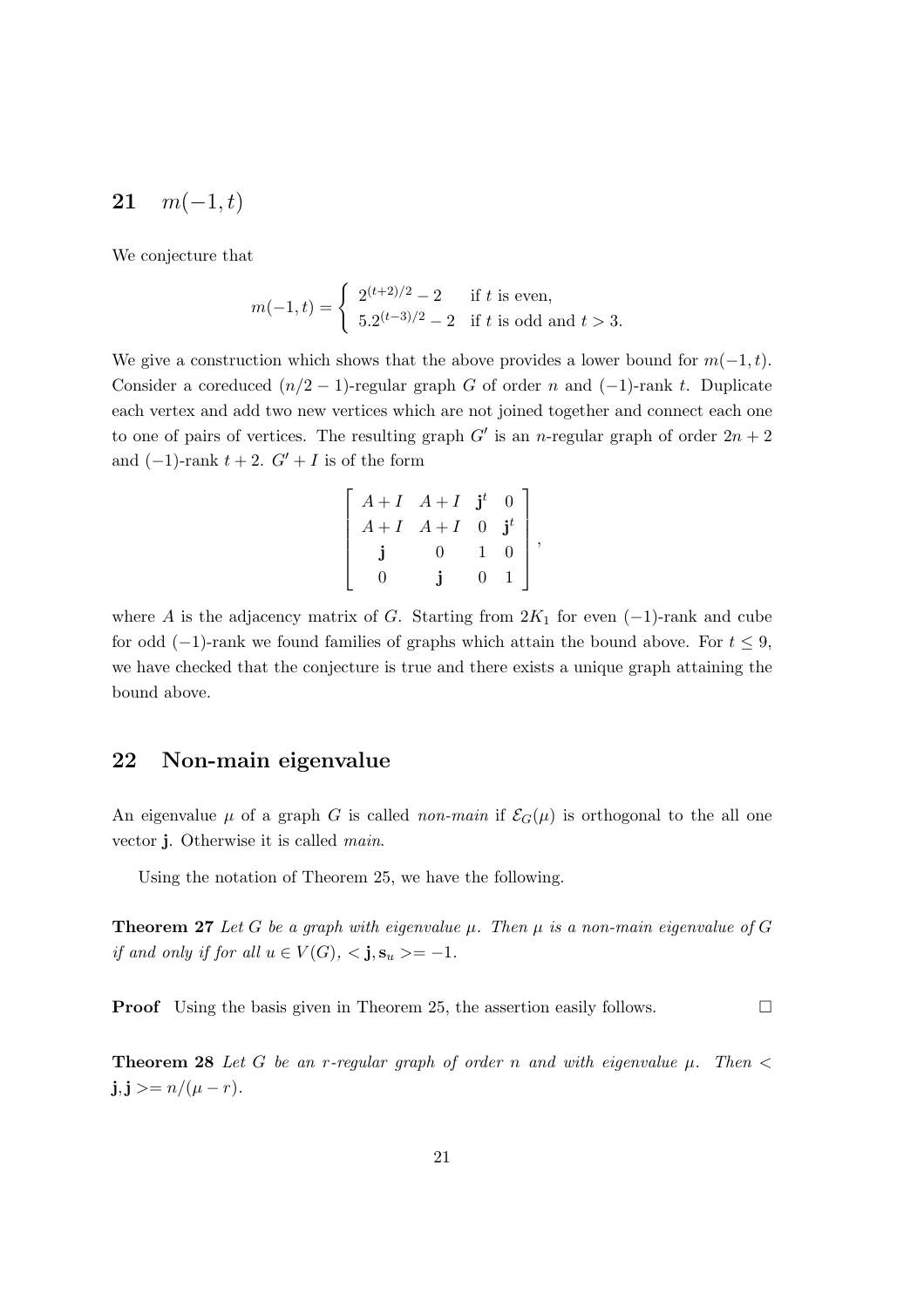## 21 $m(-1, t)$

We conjecture that

$$m(-1,t) = \begin{cases} 2^{(t+2)/2} - 2 & \text{if } t \text{ is even,} \\ 5.2^{(t-3)/2} - 2 & \text{if } t \text{ is odd and } t > 3. \end{cases}$$

We give a construction which shows that the above provides a lower bound for $m(-1,t)$. Consider a coreduced $(n/2-1)$-regular graph $G$ of order $n$ and $(-1)$-rank $t$. Duplicate each vertex and add two new vertices which are not joined together and connect each one to one of pairs of vertices. The resulting graph $G'$ is an $n$-regular graph of order $2n+2$ and $(-1)$-rank $t+2$. $G'+I$ is of the form

$$\begin{bmatrix} A+I & A+I & \mathbf{j}^t & 0 \\ A+I & A+I & 0 & \mathbf{j}^t \\ \mathbf{j} & 0 & 1 & 0 \\ 0 & \mathbf{j} & 0 & 1 \end{bmatrix},$$

where $A$ is the adjacency matrix of $G$. Starting from $2K_1$ for even $(-1)$-rank and cube for odd $(-1)$-rank we found families of graphs which attain the bound above. For $t \leq 9$, we have checked that the conjecture is true and there exists a unique graph attaining the bound above.

## 22 Non-main eigenvalue

An eigenvalue $\mu$ of a graph $G$ is called *non-main* if $\mathcal{E}_G(\mu)$ is orthogonal to the all one vector $\mathbf{j}$. Otherwise it is called *main*.

Using the notation of Theorem 25, we have the following.

**Theorem 27** *Let $G$ be a graph with eigenvalue $\mu$. Then $\mu$ is a non-main eigenvalue of $G$ if and only if for all $u \in V(G)$, $<\mathbf{j}, \mathbf{s}_u>= -1$.*

**Proof** Using the basis given in Theorem 25, the assertion easily follows. $\square$

**Theorem 28** *Let $G$ be an $r$-regular graph of order $n$ and with eigenvalue $\mu$. Then $<\mathbf{j}, \mathbf{j}>= n/(\mu - r)$.*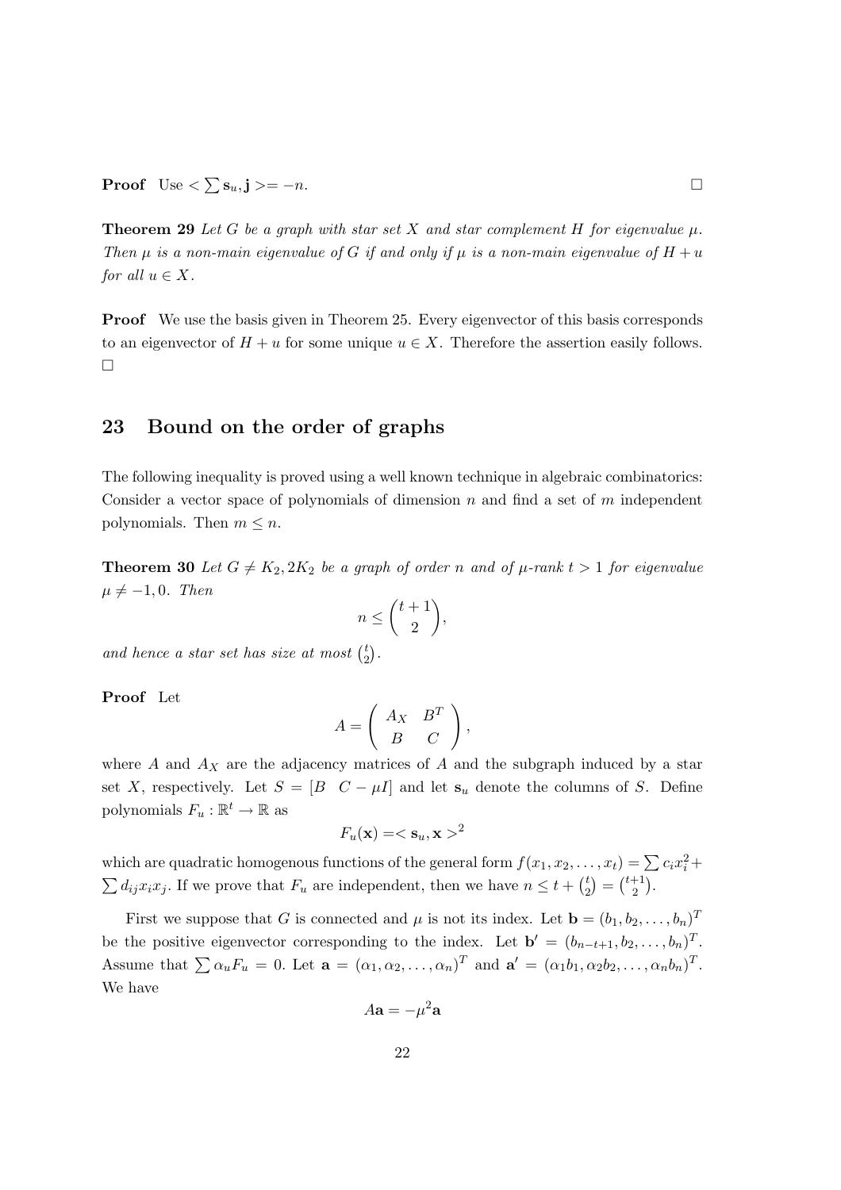**Proof** Use $< \sum \mathbf{s}_u, \mathbf{j} >= -n$. □

**Theorem 29** *Let $G$ be a graph with star set $X$ and star complement $H$ for eigenvalue $\mu$. Then $\mu$ is a non-main eigenvalue of $G$ if and only if $\mu$ is a non-main eigenvalue of $H + u$ for all $u \in X$.*

**Proof** We use the basis given in Theorem 25. Every eigenvector of this basis corresponds to an eigenvector of $H + u$ for some unique $u \in X$. Therefore the assertion easily follows. □

## 23 Bound on the order of graphs

The following inequality is proved using a well known technique in algebraic combinatorics: Consider a vector space of polynomials of dimension $n$ and find a set of $m$ independent polynomials. Then $m \leq n$.

**Theorem 30** *Let $G \neq K_2, 2K_2$ be a graph of order $n$ and of $\mu$-rank $t > 1$ for eigenvalue $\mu \neq -1, 0$. Then*

$$n \leq \binom{t+1}{2},$$

*and hence a star set has size at most $\binom{t}{2}$.*

**Proof** Let

$$A = \left( \begin{array}{cc} A_X & B^T \\ B & C \end{array} \right),$$

where $A$ and $A_X$ are the adjacency matrices of $A$ and the subgraph induced by a star set $X$, respectively. Let $S = [B \quad C - \mu I]$ and let $\mathbf{s}_u$ denote the columns of $S$. Define polynomials $F_u : \mathbb{R}^t \to \mathbb{R}$ as

$$F_u(\mathbf{x}) =< \mathbf{s}_u, \mathbf{x} >^2$$

which are quadratic homogenous functions of the general form $f(x_1, x_2, \ldots, x_t) = \sum c_i x_i^2 + \sum d_{ij} x_i x_j$. If we prove that $F_u$ are independent, then we have $n \leq t + \binom{t}{2} = \binom{t+1}{2}$.

First we suppose that $G$ is connected and $\mu$ is not its index. Let $\mathbf{b} = (b_1, b_2, \ldots, b_n)^T$ be the positive eigenvector corresponding to the index. Let $\mathbf{b}' = (b_{n-t+1}, b_2, \ldots, b_n)^T$. Assume that $\sum \alpha_u F_u = 0$. Let $\mathbf{a} = (\alpha_1, \alpha_2, \ldots, \alpha_n)^T$ and $\mathbf{a}' = (\alpha_1 b_1, \alpha_2 b_2, \ldots, \alpha_n b_n)^T$. We have

$$A\mathbf{a} = -\mu^2 \mathbf{a}$$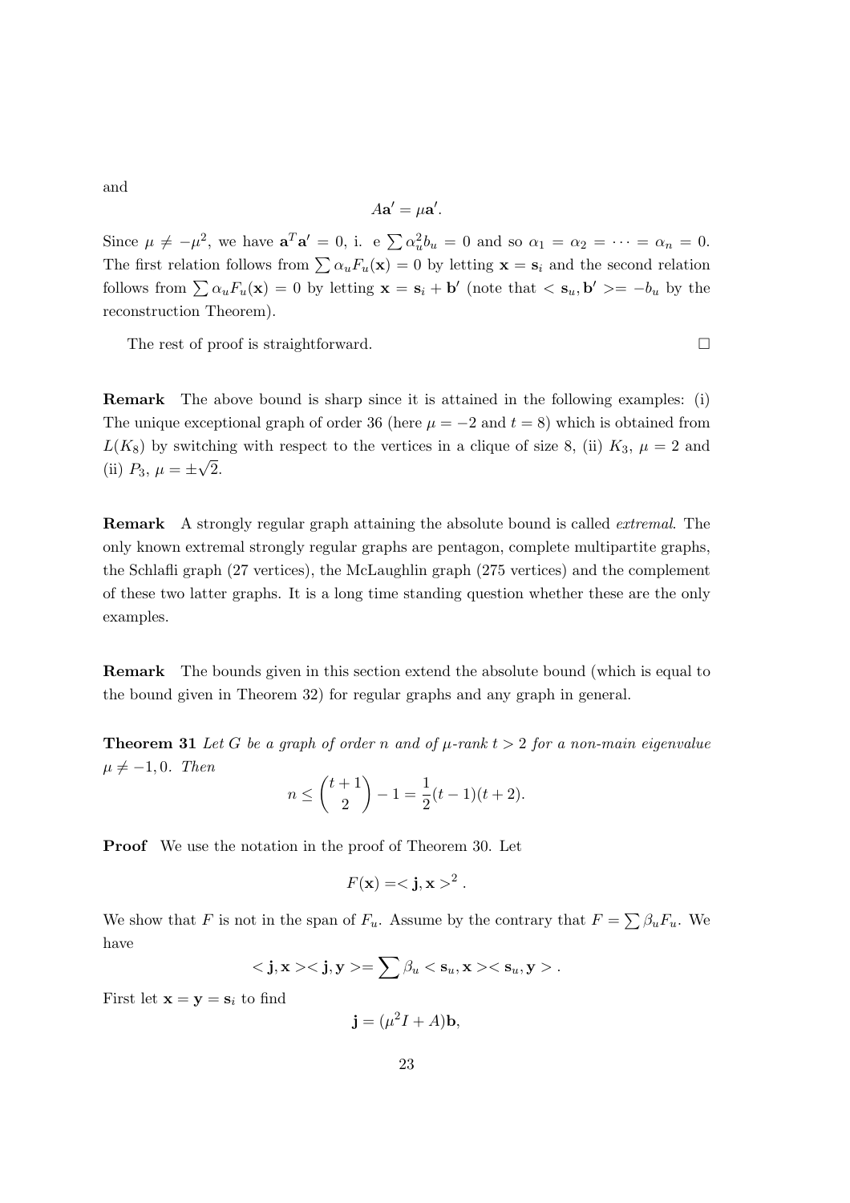and

$$A\mathbf{a}' = \mu\mathbf{a}'.$$

Since $\mu \neq -\mu^2$, we have $\mathbf{a}^T\mathbf{a}' = 0$, i. e $\sum \alpha_u^2 b_u = 0$ and so $\alpha_1 = \alpha_2 = \cdots = \alpha_n = 0$. The first relation follows from $\sum \alpha_u F_u(\mathbf{x}) = 0$ by letting $\mathbf{x} = \mathbf{s}_i$ and the second relation follows from $\sum \alpha_u F_u(\mathbf{x}) = 0$ by letting $\mathbf{x} = \mathbf{s}_i + \mathbf{b}'$ (note that $< \mathbf{s}_u, \mathbf{b}' >= -b_u$ by the reconstruction Theorem).

The rest of proof is straightforward. □

**Remark** The above bound is sharp since it is attained in the following examples: (i) The unique exceptional graph of order 36 (here $\mu = -2$ and $t = 8$) which is obtained from $L(K_8)$ by switching with respect to the vertices in a clique of size 8, (ii) $K_3$, $\mu = 2$ and (ii) $P_3$, $\mu = \pm\sqrt{2}$.

**Remark** A strongly regular graph attaining the absolute bound is called *extremal*. The only known extremal strongly regular graphs are pentagon, complete multipartite graphs, the Schlafli graph (27 vertices), the McLaughlin graph (275 vertices) and the complement of these two latter graphs. It is a long time standing question whether these are the only examples.

**Remark** The bounds given in this section extend the absolute bound (which is equal to the bound given in Theorem 32) for regular graphs and any graph in general.

**Theorem 31** *Let $G$ be a graph of order $n$ and of $\mu$-rank $t > 2$ for a non-main eigenvalue $\mu \neq -1, 0$. Then*

$$n \leq \binom{t+1}{2} - 1 = \frac{1}{2}(t-1)(t+2).$$

**Proof** We use the notation in the proof of Theorem 30. Let

$$F(\mathbf{x}) =< \mathbf{j}, \mathbf{x} >^2 .$$

We show that $F$ is not in the span of $F_u$. Assume by the contrary that $F = \sum \beta_u F_u$. We have

$$< \mathbf{j}, \mathbf{x} >< \mathbf{j}, \mathbf{y} >= \sum \beta_u < \mathbf{s}_u, \mathbf{x} >< \mathbf{s}_u, \mathbf{y} > .$$

First let $\mathbf{x} = \mathbf{y} = \mathbf{s}_i$ to find

$$\mathbf{j} = (\mu^2 I + A)\mathbf{b},$$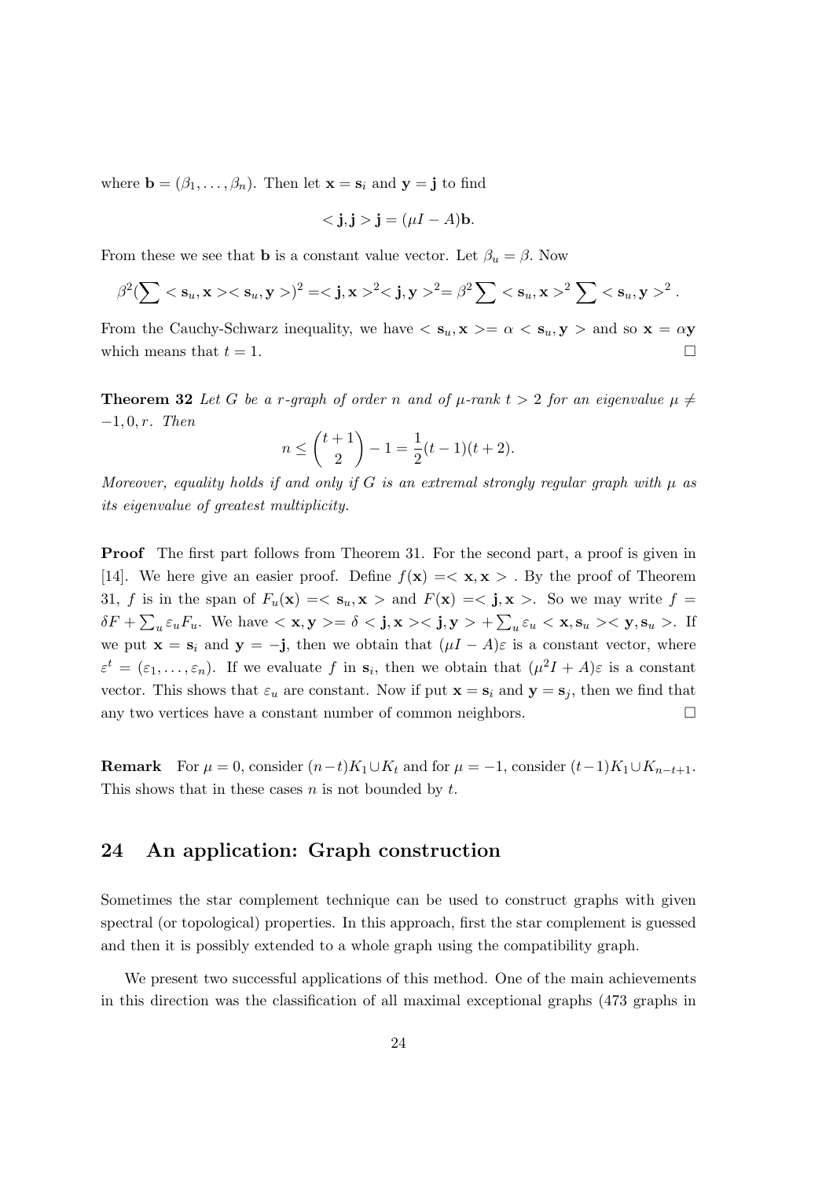where $\mathbf{b} = (\beta_1, \ldots, \beta_n)$. Then let $\mathbf{x} = \mathbf{s}_i$ and $\mathbf{y} = \mathbf{j}$ to find

$$<\mathbf{j}, \mathbf{j}> \mathbf{j} = (\mu I - A)\mathbf{b}.$$

From these we see that $\mathbf{b}$ is a constant value vector. Let $\beta_u = \beta$. Now

$$\beta^2 (\sum <\mathbf{s}_u, \mathbf{x}><\mathbf{s}_u, \mathbf{y}>)^2 = <\mathbf{j}, \mathbf{x}>^2 <\mathbf{j}, \mathbf{y}>^2 = \beta^2 \sum <\mathbf{s}_u, \mathbf{x}>^2 \sum <\mathbf{s}_u, \mathbf{y}>^2 .$$

From the Cauchy-Schwarz inequality, we have $<\mathbf{s}_u, \mathbf{x}> = \alpha <\mathbf{s}_u, \mathbf{y}>$ and so $\mathbf{x} = \alpha \mathbf{y}$ which means that $t = 1$. □

**Theorem 32** *Let $G$ be a $r$-graph of order $n$ and of $\mu$-rank $t > 2$ for an eigenvalue $\mu \neq -1, 0, r$. Then*

$$n \leq \binom{t+1}{2} - 1 = \frac{1}{2}(t-1)(t+2).$$

*Moreover, equality holds if and only if $G$ is an extremal strongly regular graph with $\mu$ as its eigenvalue of greatest multiplicity.*

**Proof** The first part follows from Theorem 31. For the second part, a proof is given in [14]. We here give an easier proof. Define $f(\mathbf{x}) = <\mathbf{x}, \mathbf{x}>$. By the proof of Theorem 31, $f$ is in the span of $F_u(\mathbf{x}) = <\mathbf{s}_u, \mathbf{x}>$ and $F(\mathbf{x}) = <\mathbf{j}, \mathbf{x}>$. So we may write $f = \delta F + \sum_u \varepsilon_u F_u$. We have $<\mathbf{x}, \mathbf{y}> = \delta <\mathbf{j}, \mathbf{x}><\mathbf{j}, \mathbf{y}> + \sum_u \varepsilon_u <\mathbf{x}, \mathbf{s}_u><\mathbf{y}, \mathbf{s}_u>$. If we put $\mathbf{x} = \mathbf{s}_i$ and $\mathbf{y} = -\mathbf{j}$, then we obtain that $(\mu I - A)\varepsilon$ is a constant vector, where $\varepsilon^t = (\varepsilon_1, \ldots, \varepsilon_n)$. If we evaluate $f$ in $\mathbf{s}_i$, then we obtain that $(\mu^2 I + A)\varepsilon$ is a constant vector. This shows that $\varepsilon_u$ are constant. Now if put $\mathbf{x} = \mathbf{s}_i$ and $\mathbf{y} = \mathbf{s}_j$, then we find that any two vertices have a constant number of common neighbors. □

**Remark** For $\mu = 0$, consider $(n-t)K_1 \cup K_t$ and for $\mu = -1$, consider $(t-1)K_1 \cup K_{n-t+1}$. This shows that in these cases $n$ is not bounded by $t$.

## 24 An application: Graph construction

Sometimes the star complement technique can be used to construct graphs with given spectral (or topological) properties. In this approach, first the star complement is guessed and then it is possibly extended to a whole graph using the compatibility graph.

We present two successful applications of this method. One of the main achievements in this direction was the classification of all maximal exceptional graphs (473 graphs in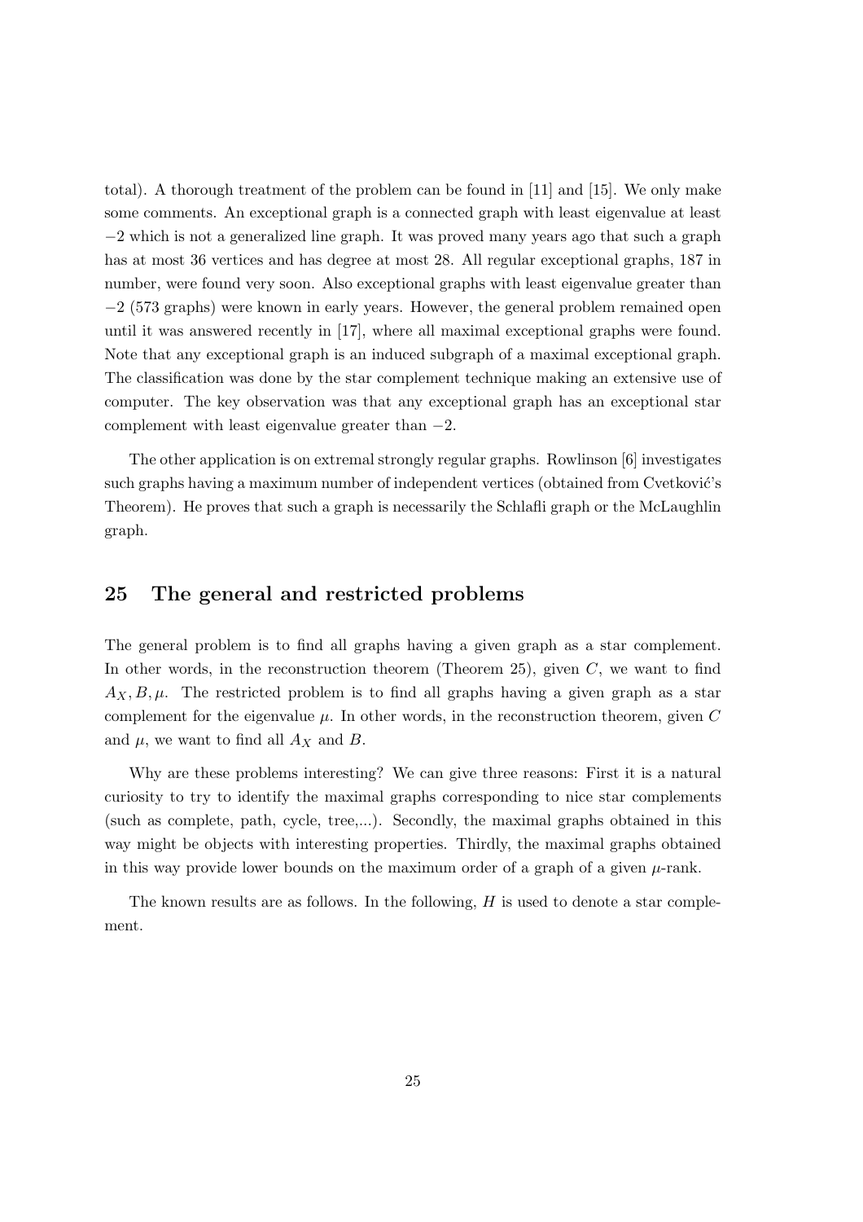total). A thorough treatment of the problem can be found in [11] and [15]. We only make some comments. An exceptional graph is a connected graph with least eigenvalue at least $-2$ which is not a generalized line graph. It was proved many years ago that such a graph has at most 36 vertices and has degree at most 28. All regular exceptional graphs, 187 in number, were found very soon. Also exceptional graphs with least eigenvalue greater than $-2$ (573 graphs) were known in early years. However, the general problem remained open until it was answered recently in [17], where all maximal exceptional graphs were found. Note that any exceptional graph is an induced subgraph of a maximal exceptional graph. The classification was done by the star complement technique making an extensive use of computer. The key observation was that any exceptional graph has an exceptional star complement with least eigenvalue greater than $-2$.

The other application is on extremal strongly regular graphs. Rowlinson [6] investigates such graphs having a maximum number of independent vertices (obtained from Cvetković's Theorem). He proves that such a graph is necessarily the Schlafli graph or the McLaughlin graph.

## 25 The general and restricted problems

The general problem is to find all graphs having a given graph as a star complement. In other words, in the reconstruction theorem (Theorem 25), given $C$, we want to find $A_X, B, \mu$. The restricted problem is to find all graphs having a given graph as a star complement for the eigenvalue $\mu$. In other words, in the reconstruction theorem, given $C$ and $\mu$, we want to find all $A_X$ and $B$.

Why are these problems interesting? We can give three reasons: First it is a natural curiosity to try to identify the maximal graphs corresponding to nice star complements (such as complete, path, cycle, tree,...). Secondly, the maximal graphs obtained in this way might be objects with interesting properties. Thirdly, the maximal graphs obtained in this way provide lower bounds on the maximum order of a graph of a given $\mu$-rank.

The known results are as follows. In the following, $H$ is used to denote a star complement.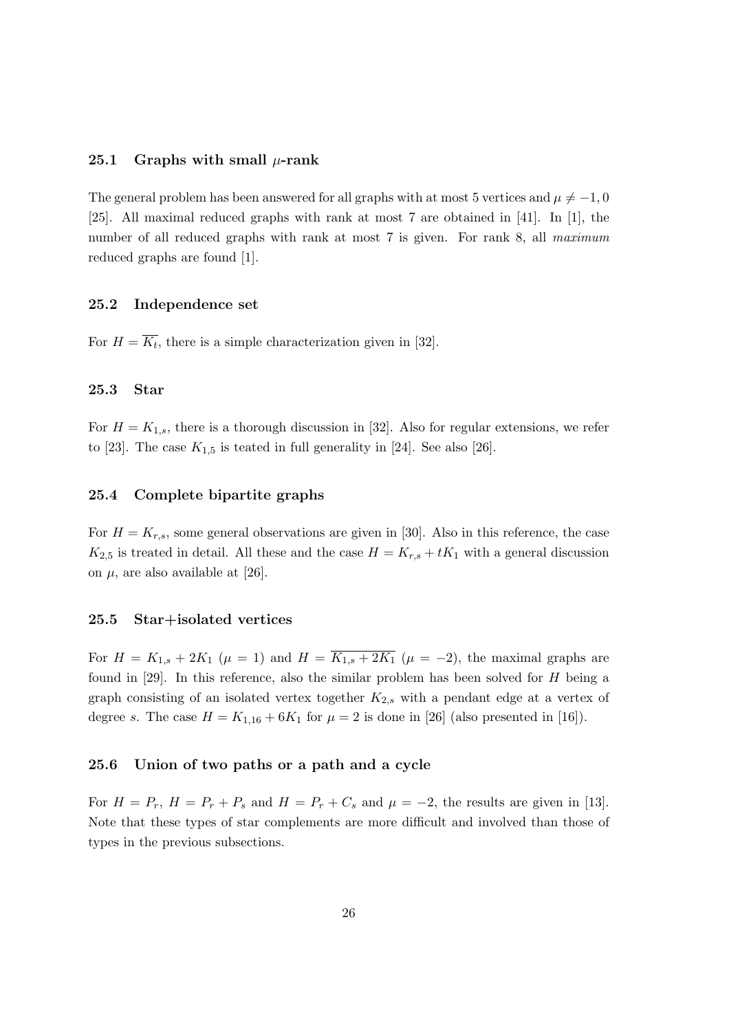### 25.1 Graphs with small $\mu$-rank

The general problem has been answered for all graphs with at most 5 vertices and $\mu \neq -1, 0$ [25]. All maximal reduced graphs with rank at most 7 are obtained in [41]. In [1], the number of all reduced graphs with rank at most 7 is given. For rank 8, all *maximum* reduced graphs are found [1].

### 25.2 Independence set

For $H = \overline{K_t}$, there is a simple characterization given in [32].

### 25.3 Star

For $H = K_{1,s}$, there is a thorough discussion in [32]. Also for regular extensions, we refer to [23]. The case $K_{1,5}$ is teated in full generality in [24]. See also [26].

### 25.4 Complete bipartite graphs

For $H = K_{r,s}$, some general observations are given in [30]. Also in this reference, the case $K_{2,5}$ is treated in detail. All these and the case $H = K_{r,s} + tK_1$ with a general discussion on $\mu$, are also available at [26].

### 25.5 Star+isolated vertices

For $H = K_{1,s} + 2K_1$ ($\mu = 1$) and $H = \overline{K_{1,s} + 2K_1}$ ($\mu = -2$), the maximal graphs are found in [29]. In this reference, also the similar problem has been solved for $H$ being a graph consisting of an isolated vertex together $K_{2,s}$ with a pendant edge at a vertex of degree $s$. The case $H = K_{1,16} + 6K_1$ for $\mu = 2$ is done in [26] (also presented in [16]).

### 25.6 Union of two paths or a path and a cycle

For $H = P_r$, $H = P_r + P_s$ and $H = P_r + C_s$ and $\mu = -2$, the results are given in [13]. Note that these types of star complements are more difficult and involved than those of types in the previous subsections.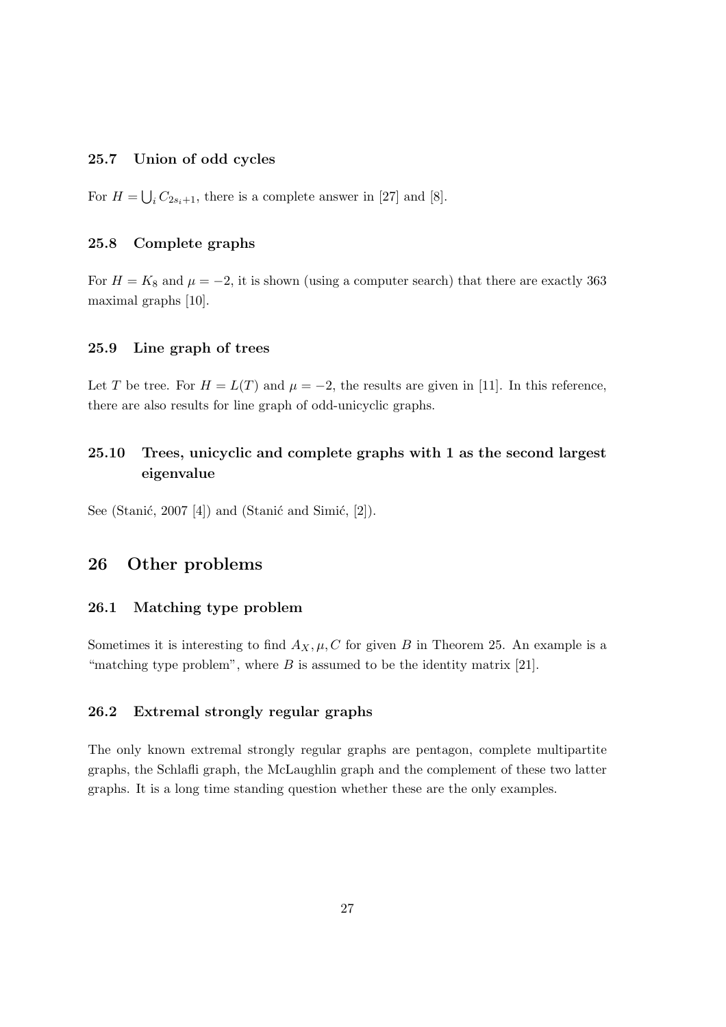### 25.7 Union of odd cycles

For $H = \bigcup_i C_{2s_i+1}$, there is a complete answer in [27] and [8].

### 25.8 Complete graphs

For $H = K_8$ and $\mu = -2$, it is shown (using a computer search) that there are exactly 363 maximal graphs [10].

### 25.9 Line graph of trees

Let $T$ be tree. For $H = L(T)$ and $\mu = -2$, the results are given in [11]. In this reference, there are also results for line graph of odd-unicyclic graphs.

### 25.10 Trees, unicyclic and complete graphs with 1 as the second largest eigenvalue

See (Stanić, 2007 [4]) and (Stanić and Simić, [2]).

## 26 Other problems

### 26.1 Matching type problem

Sometimes it is interesting to find $A_X, \mu, C$ for given $B$ in Theorem 25. An example is a "matching type problem", where $B$ is assumed to be the identity matrix [21].

### 26.2 Extremal strongly regular graphs

The only known extremal strongly regular graphs are pentagon, complete multipartite graphs, the Schlafli graph, the McLaughlin graph and the complement of these two latter graphs. It is a long time standing question whether these are the only examples.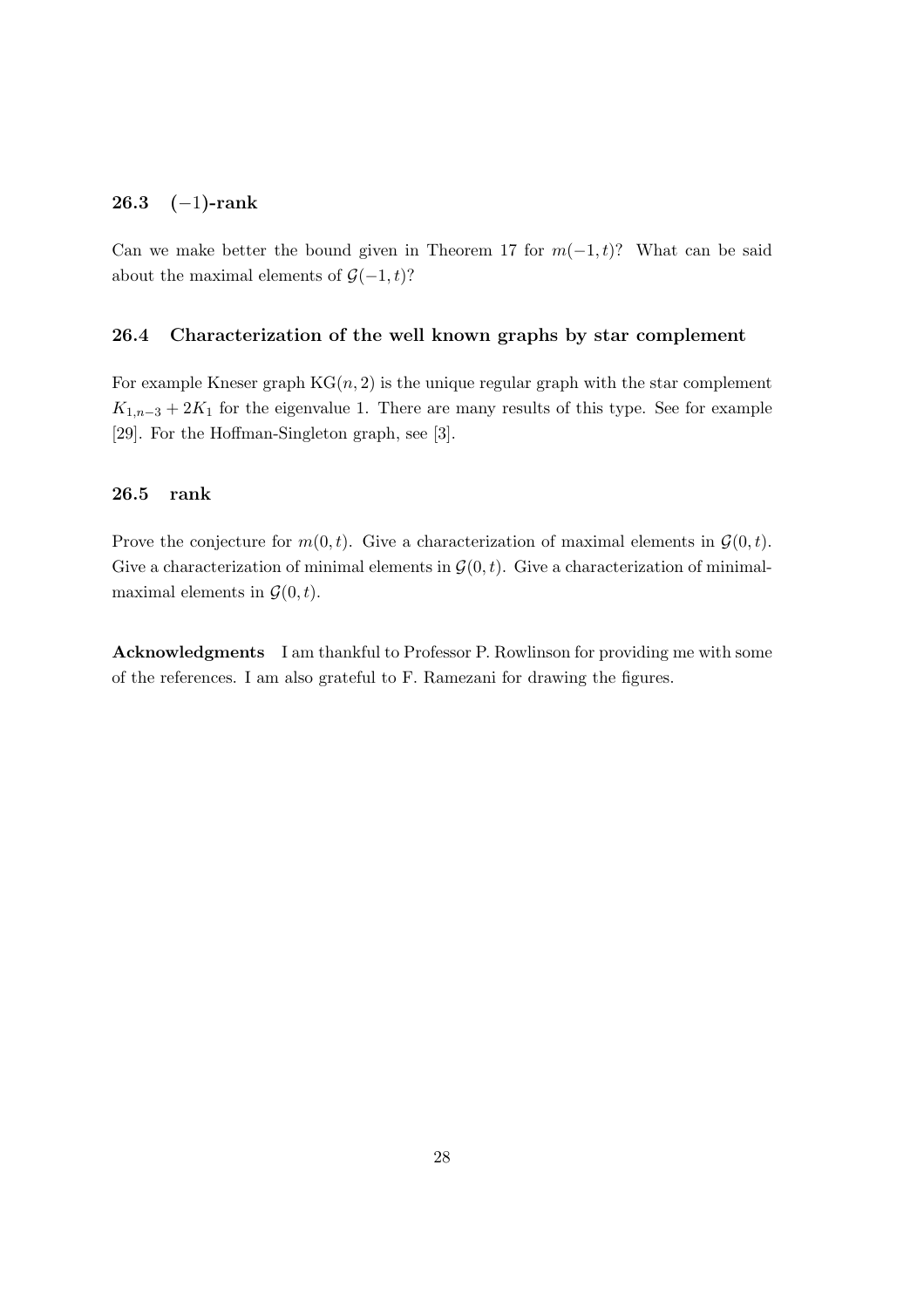### 26.3 $(-1)$-rank

Can we make better the bound given in Theorem 17 for $m(-1, t)$? What can be said about the maximal elements of $\mathcal{G}(-1, t)$?

### 26.4 Characterization of the well known graphs by star complement

For example Kneser graph $\mathrm{KG}(n, 2)$ is the unique regular graph with the star complement $K_{1,n-3} + 2K_1$ for the eigenvalue 1. There are many results of this type. See for example [29]. For the Hoffman-Singleton graph, see [3].

### 26.5 rank

Prove the conjecture for $m(0, t)$. Give a characterization of maximal elements in $\mathcal{G}(0, t)$. Give a characterization of minimal elements in $\mathcal{G}(0, t)$. Give a characterization of minimal-maximal elements in $\mathcal{G}(0, t)$.

**Acknowledgments** I am thankful to Professor P. Rowlinson for providing me with some of the references. I am also grateful to F. Ramezani for drawing the figures.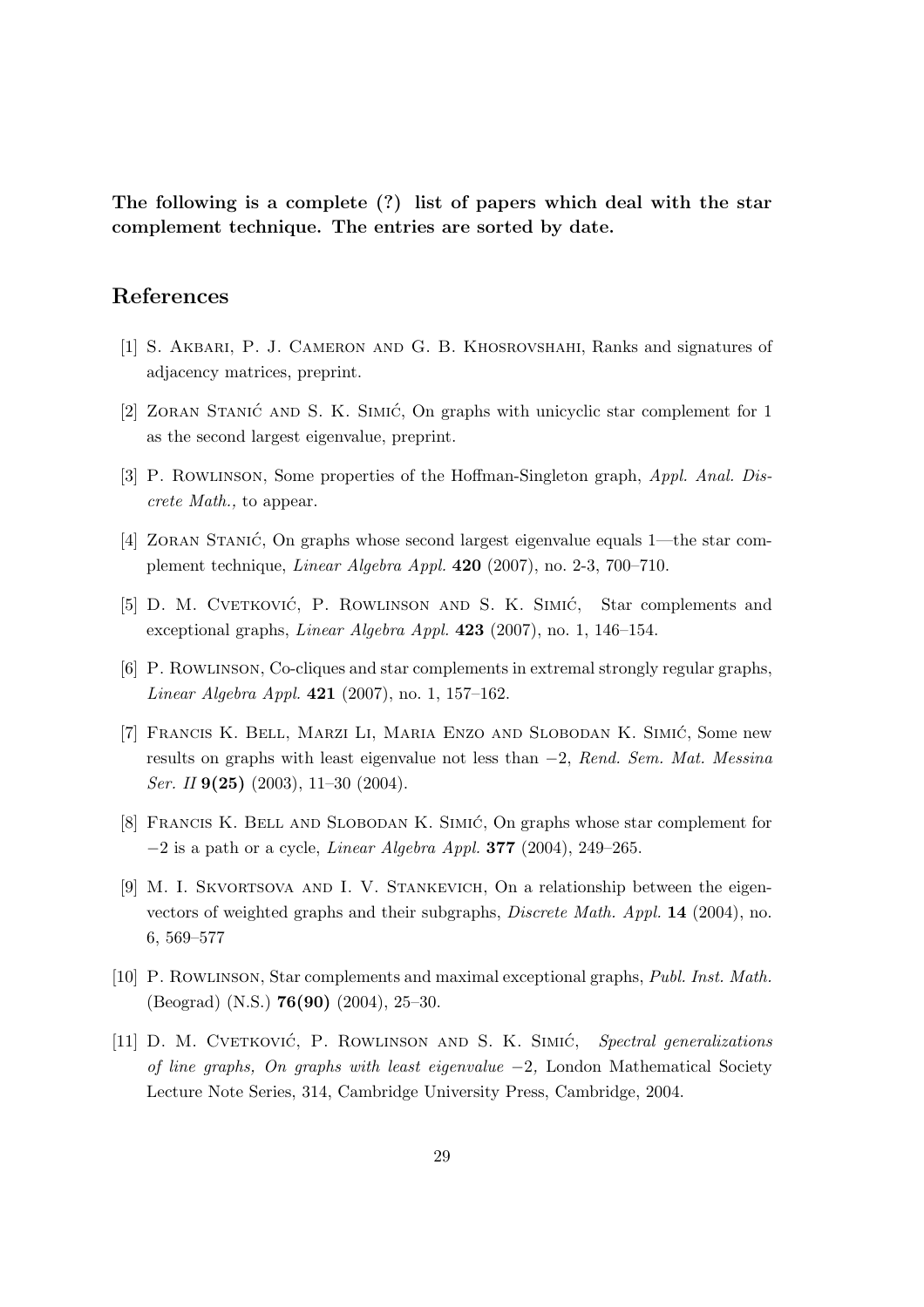**The following is a complete (?) list of papers which deal with the star complement technique. The entries are sorted by date.**

## References

[1] S. Akbari, P. J. Cameron and G. B. Khosrovshahi, Ranks and signatures of adjacency matrices, preprint.

[2] Zoran Stanić and S. K. Simić, On graphs with unicyclic star complement for 1 as the second largest eigenvalue, preprint.

[3] P. Rowlinson, Some properties of the Hoffman-Singleton graph, *Appl. Anal. Discrete Math.,* to appear.

[4] Zoran Stanić, On graphs whose second largest eigenvalue equals 1—the star complement technique, *Linear Algebra Appl.* **420** (2007), no. 2-3, 700–710.

[5] D. M. Cvetković, P. Rowlinson and S. K. Simić, Star complements and exceptional graphs, *Linear Algebra Appl.* **423** (2007), no. 1, 146–154.

[6] P. Rowlinson, Co-cliques and star complements in extremal strongly regular graphs, *Linear Algebra Appl.* **421** (2007), no. 1, 157–162.

[7] Francis K. Bell, Marzi Li, Maria Enzo and Slobodan K. Simić, Some new results on graphs with least eigenvalue not less than $-2$, *Rend. Sem. Mat. Messina Ser. II* **9(25)** (2003), 11–30 (2004).

[8] Francis K. Bell and Slobodan K. Simić, On graphs whose star complement for $-2$ is a path or a cycle, *Linear Algebra Appl.* **377** (2004), 249–265.

[9] M. I. Skvortsova and I. V. Stankevich, On a relationship between the eigenvectors of weighted graphs and their subgraphs, *Discrete Math. Appl.* **14** (2004), no. 6, 569–577

[10] P. Rowlinson, Star complements and maximal exceptional graphs, *Publ. Inst. Math.* (Beograd) (N.S.) **76(90)** (2004), 25–30.

[11] D. M. Cvetković, P. Rowlinson and S. K. Simić, *Spectral generalizations of line graphs, On graphs with least eigenvalue $-2$,* London Mathematical Society Lecture Note Series, 314, Cambridge University Press, Cambridge, 2004.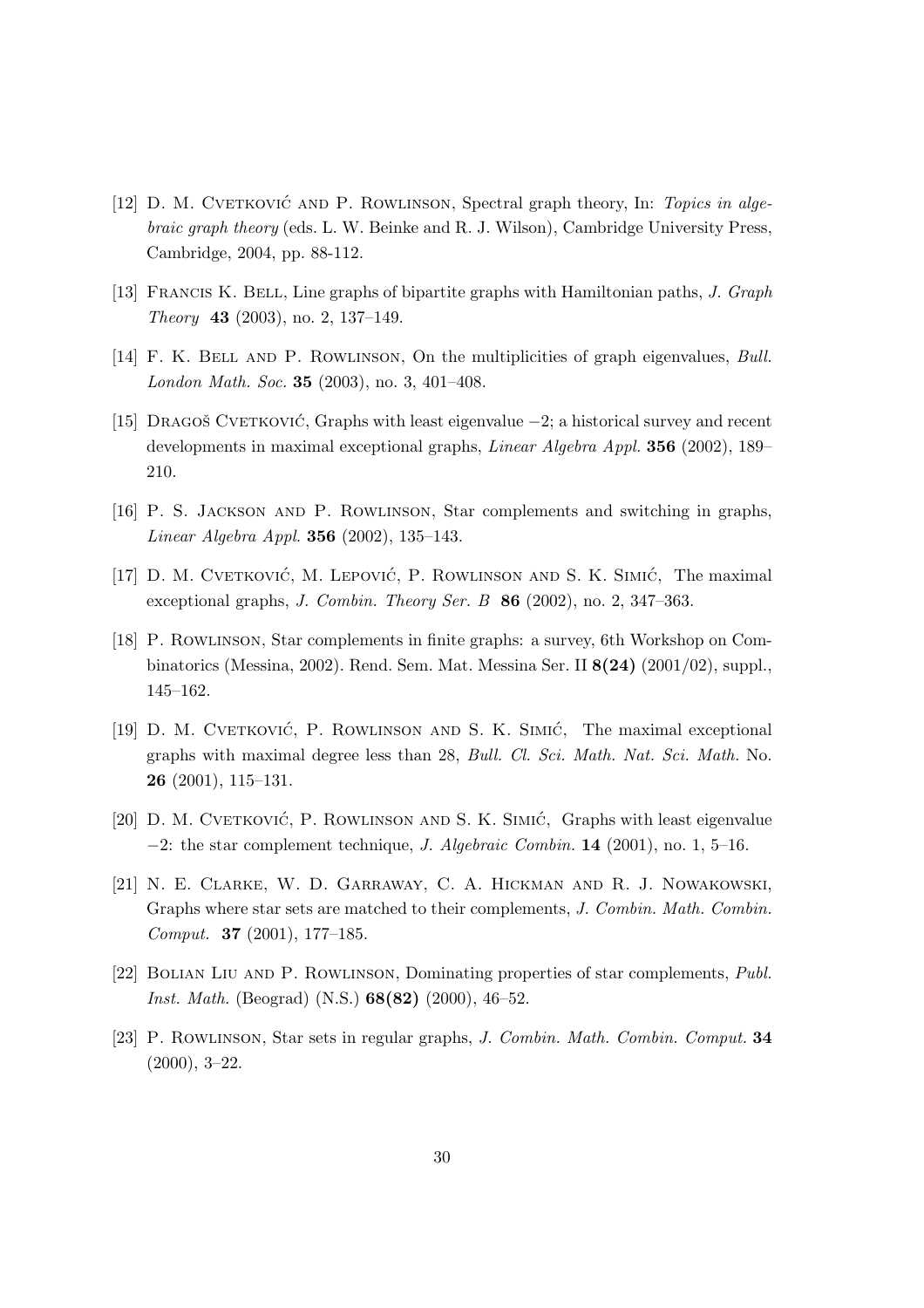[12] D. M. Cvetković and P. Rowlinson, Spectral graph theory, In: *Topics in algebraic graph theory* (eds. L. W. Beinke and R. J. Wilson), Cambridge University Press, Cambridge, 2004, pp. 88-112.

[13] Francis K. Bell, Line graphs of bipartite graphs with Hamiltonian paths, *J. Graph Theory* **43** (2003), no. 2, 137–149.

[14] F. K. Bell and P. Rowlinson, On the multiplicities of graph eigenvalues, *Bull. London Math. Soc.* **35** (2003), no. 3, 401–408.

[15] Dragoš Cvetković, Graphs with least eigenvalue $-2$; a historical survey and recent developments in maximal exceptional graphs, *Linear Algebra Appl.* **356** (2002), 189–210.

[16] P. S. Jackson and P. Rowlinson, Star complements and switching in graphs, *Linear Algebra Appl.* **356** (2002), 135–143.

[17] D. M. Cvetković, M. Lepović, P. Rowlinson and S. K. Simić, The maximal exceptional graphs, *J. Combin. Theory Ser. B* **86** (2002), no. 2, 347–363.

[18] P. Rowlinson, Star complements in finite graphs: a survey, 6th Workshop on Combinatorics (Messina, 2002). Rend. Sem. Mat. Messina Ser. II **8(24)** (2001/02), suppl., 145–162.

[19] D. M. Cvetković, P. Rowlinson and S. K. Simić, The maximal exceptional graphs with maximal degree less than 28, *Bull. Cl. Sci. Math. Nat. Sci. Math.* No. **26** (2001), 115–131.

[20] D. M. Cvetković, P. Rowlinson and S. K. Simić, Graphs with least eigenvalue $-2$: the star complement technique, *J. Algebraic Combin.* **14** (2001), no. 1, 5–16.

[21] N. E. Clarke, W. D. Garraway, C. A. Hickman and R. J. Nowakowski, Graphs where star sets are matched to their complements, *J. Combin. Math. Combin. Comput.* **37** (2001), 177–185.

[22] Bolian Liu and P. Rowlinson, Dominating properties of star complements, *Publ. Inst. Math.* (Beograd) (N.S.) **68(82)** (2000), 46–52.

[23] P. Rowlinson, Star sets in regular graphs, *J. Combin. Math. Combin. Comput.* **34** (2000), 3–22.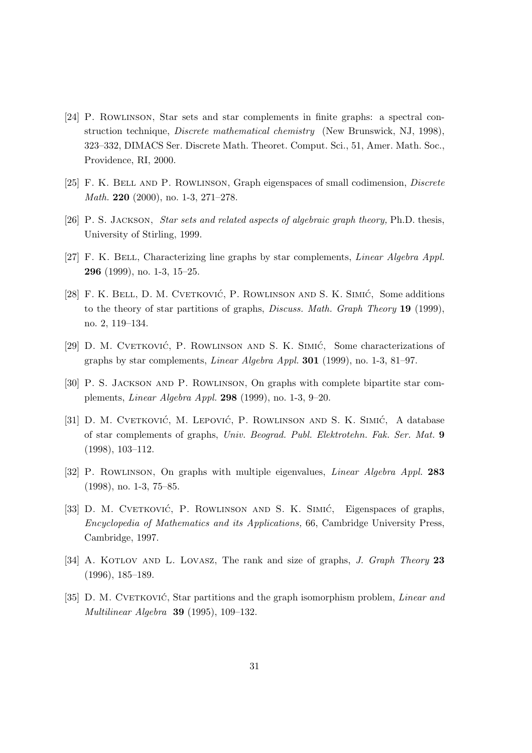[24] P. Rowlinson, Star sets and star complements in finite graphs: a spectral construction technique, *Discrete mathematical chemistry* (New Brunswick, NJ, 1998), 323–332, DIMACS Ser. Discrete Math. Theoret. Comput. Sci., 51, Amer. Math. Soc., Providence, RI, 2000.

[25] F. K. Bell and P. Rowlinson, Graph eigenspaces of small codimension, *Discrete Math.* **220** (2000), no. 1-3, 271–278.

[26] P. S. Jackson, *Star sets and related aspects of algebraic graph theory,* Ph.D. thesis, University of Stirling, 1999.

[27] F. K. Bell, Characterizing line graphs by star complements, *Linear Algebra Appl.* **296** (1999), no. 1-3, 15–25.

[28] F. K. Bell, D. M. Cvetković, P. Rowlinson and S. K. Simić, Some additions to the theory of star partitions of graphs, *Discuss. Math. Graph Theory* **19** (1999), no. 2, 119–134.

[29] D. M. Cvetković, P. Rowlinson and S. K. Simić, Some characterizations of graphs by star complements, *Linear Algebra Appl.* **301** (1999), no. 1-3, 81–97.

[30] P. S. Jackson and P. Rowlinson, On graphs with complete bipartite star complements, *Linear Algebra Appl.* **298** (1999), no. 1-3, 9–20.

[31] D. M. Cvetković, M. Lepović, P. Rowlinson and S. K. Simić, A database of star complements of graphs, *Univ. Beograd. Publ. Elektrotehn. Fak. Ser. Mat.* **9** (1998), 103–112.

[32] P. Rowlinson, On graphs with multiple eigenvalues, *Linear Algebra Appl.* **283** (1998), no. 1-3, 75–85.

[33] D. M. Cvetković, P. Rowlinson and S. K. Simić, Eigenspaces of graphs, *Encyclopedia of Mathematics and its Applications,* 66, Cambridge University Press, Cambridge, 1997.

[34] A. Kotlov and L. Lovasz, The rank and size of graphs, *J. Graph Theory* **23** (1996), 185–189.

[35] D. M. Cvetković, Star partitions and the graph isomorphism problem, *Linear and Multilinear Algebra* **39** (1995), 109–132.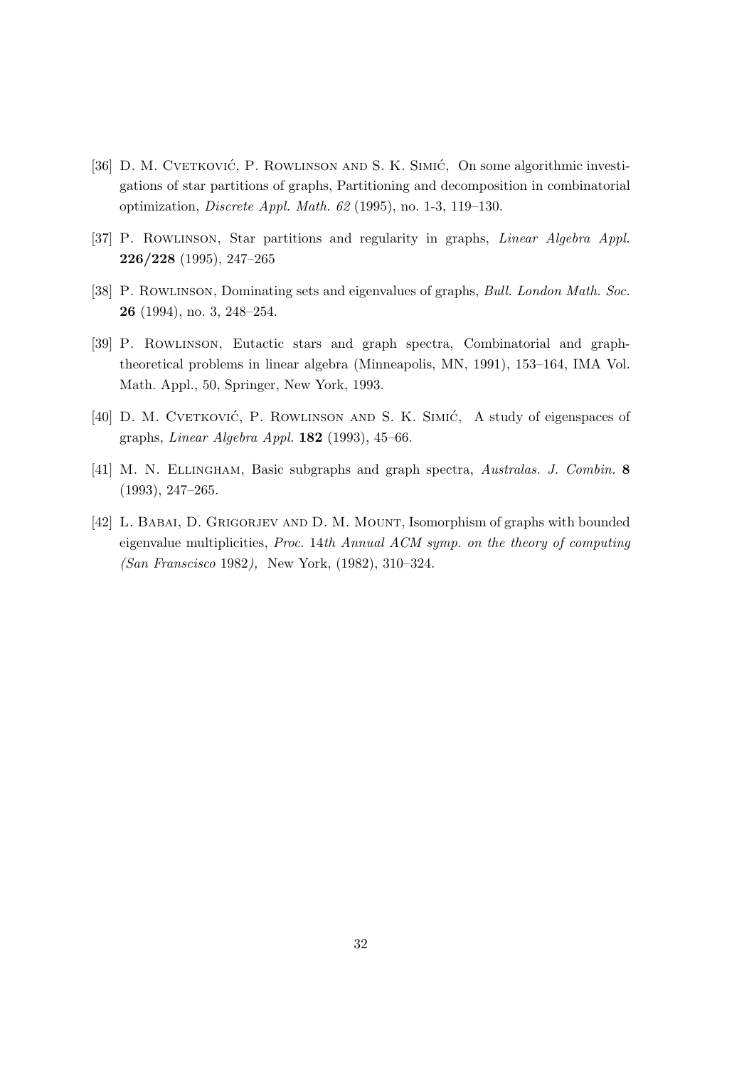[36] D. M. Cvetković, P. Rowlinson and S. K. Simić, On some algorithmic investigations of star partitions of graphs, Partitioning and decomposition in combinatorial optimization, *Discrete Appl. Math. 62* (1995), no. 1-3, 119–130.

[37] P. Rowlinson, Star partitions and regularity in graphs, *Linear Algebra Appl.* **226/228** (1995), 247–265

[38] P. Rowlinson, Dominating sets and eigenvalues of graphs, *Bull. London Math. Soc.* **26** (1994), no. 3, 248–254.

[39] P. Rowlinson, Eutactic stars and graph spectra, Combinatorial and graph-theoretical problems in linear algebra (Minneapolis, MN, 1991), 153–164, IMA Vol. Math. Appl., 50, Springer, New York, 1993.

[40] D. M. Cvetković, P. Rowlinson and S. K. Simić, A study of eigenspaces of graphs, *Linear Algebra Appl.* **182** (1993), 45–66.

[41] M. N. Ellingham, Basic subgraphs and graph spectra, *Australas. J. Combin.* **8** (1993), 247–265.

[42] L. Babai, D. Grigorjev and D. M. Mount, Isomorphism of graphs with bounded eigenvalue multiplicities, *Proc.* 14*th Annual ACM symp. on the theory of computing (San Franscisco* 1982*),* New York, (1982), 310–324.